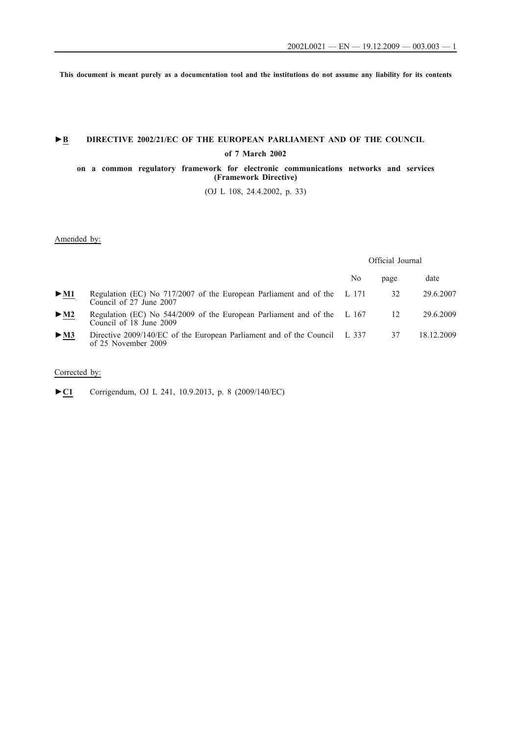This document is meant purely as a documentation tool and the institutions do not assume any liability for its contents

# ►B DIRECTIVE 2002/21/EC OF THE EUROPEAN PARLIAMENT AND OF THE COUNCIL

## of 7 March 2002

## on a common regulatory framework for electronic communications networks and services (Framework Directive)

(OJ L 108, 24.4.2002, p. 33)

Amended by:

| | | Official Journal | | |
|---|---|---|---|---|
| | | No | page | date |
| ►M1 | Regulation (EC) No 717/2007 of the European Parliament and of the Council of 27 June 2007 | L 171 | 32 | 29.6.2007 |
| ►M2 | Regulation (EC) No 544/2009 of the European Parliament and of the Council of 18 June 2009 | L 167 | 12 | 29.6.2009 |
| ►M3 | Directive 2009/140/EC of the European Parliament and of the Council of 25 November 2009 | L 337 | 37 | 18.12.2009 |

Corrected by:

►C1 Corrigendum, OJ L 241, 10.9.2013, p. 8 (2009/140/EC)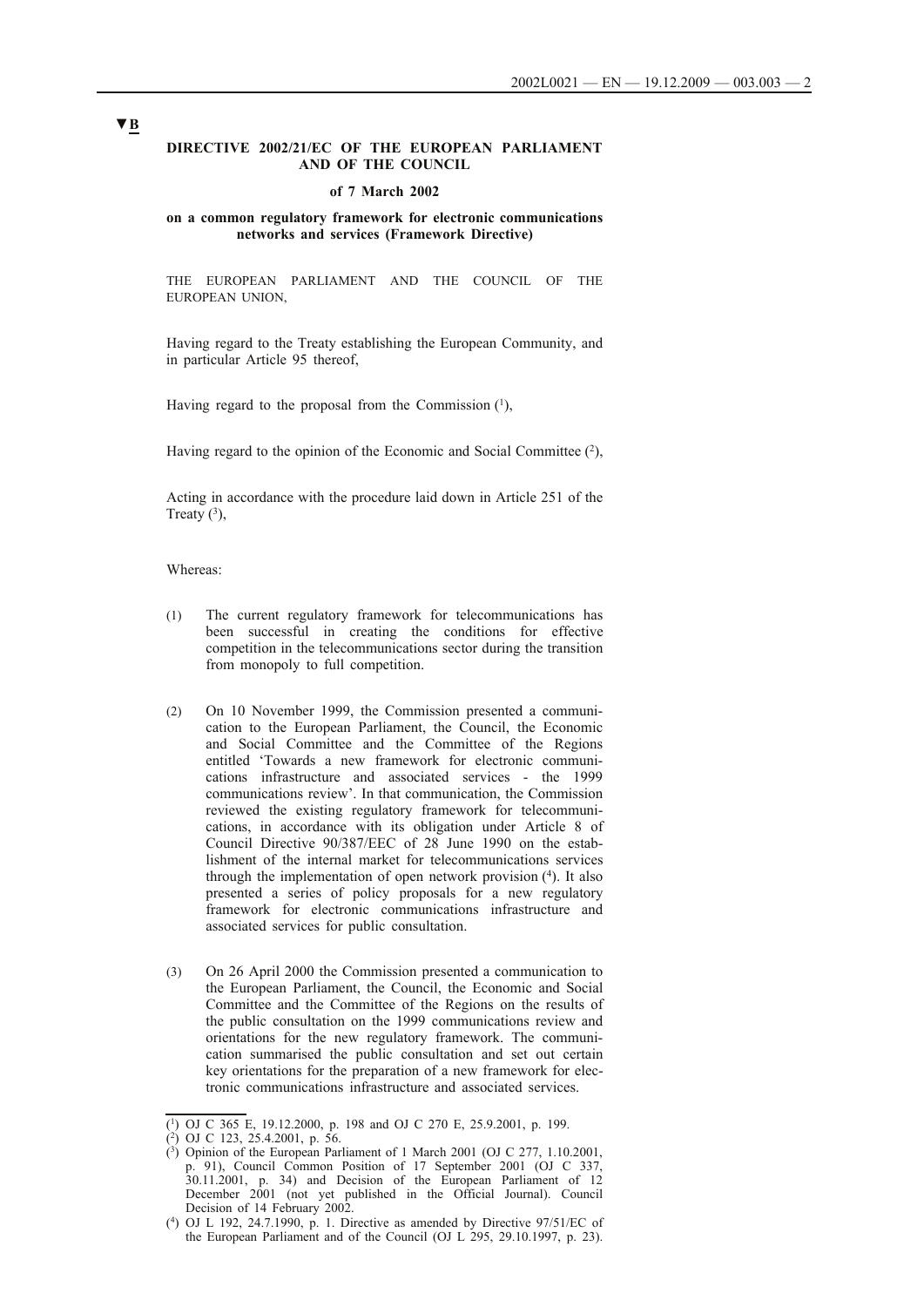▼B

**DIRECTIVE 2002/21/EC OF THE EUROPEAN PARLIAMENT AND OF THE COUNCIL**

**of 7 March 2002**

**on a common regulatory framework for electronic communications networks and services (Framework Directive)**

THE EUROPEAN PARLIAMENT AND THE COUNCIL OF THE EUROPEAN UNION,

Having regard to the Treaty establishing the European Community, and in particular Article 95 thereof,

Having regard to the proposal from the Commission [1],

Having regard to the opinion of the Economic and Social Committee [2],

Acting in accordance with the procedure laid down in Article 251 of the Treaty [3],

Whereas:

(1) The current regulatory framework for telecommunications has been successful in creating the conditions for effective competition in the telecommunications sector during the transition from monopoly to full competition.

(2) On 10 November 1999, the Commission presented a communication to the European Parliament, the Council, the Economic and Social Committee and the Committee of the Regions entitled 'Towards a new framework for electronic communications infrastructure and associated services - the 1999 communications review'. In that communication, the Commission reviewed the existing regulatory framework for telecommunications, in accordance with its obligation under Article 8 of Council Directive 90/387/EEC of 28 June 1990 on the establishment of the internal market for telecommunications services through the implementation of open network provision [4]. It also presented a series of policy proposals for a new regulatory framework for electronic communications infrastructure and associated services for public consultation.

(3) On 26 April 2000 the Commission presented a communication to the European Parliament, the Council, the Economic and Social Committee and the Committee of the Regions on the results of the public consultation on the 1999 communications review and orientations for the new regulatory framework. The communication summarised the public consultation and set out certain key orientations for the preparation of a new framework for electronic communications infrastructure and associated services.

---

[1] OJ C 365 E, 19.12.2000, p. 198 and OJ C 270 E, 25.9.2001, p. 199.

[2] OJ C 123, 25.4.2001, p. 56.

[3] Opinion of the European Parliament of 1 March 2001 (OJ C 277, 1.10.2001, p. 91), Council Common Position of 17 September 2001 (OJ C 337, 30.11.2001, p. 34) and Decision of the European Parliament of 12 December 2001 (not yet published in the Official Journal). Council Decision of 14 February 2002.

[4] OJ L 192, 24.7.1990, p. 1. Directive as amended by Directive 97/51/EC of the European Parliament and of the Council (OJ L 295, 29.10.1997, p. 23).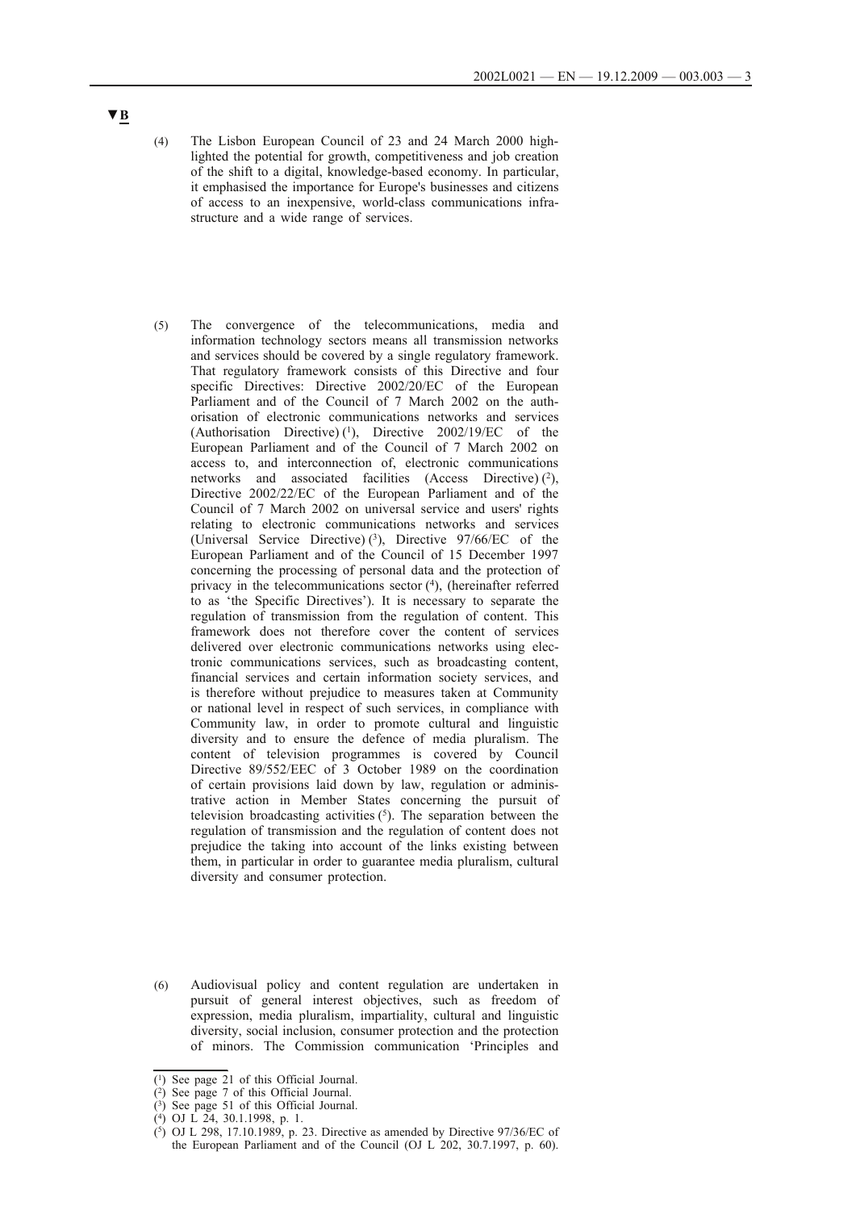**▼B**

(4) The Lisbon European Council of 23 and 24 March 2000 highlighted the potential for growth, competitiveness and job creation of the shift to a digital, knowledge-based economy. In particular, it emphasised the importance for Europe's businesses and citizens of access to an inexpensive, world-class communications infrastructure and a wide range of services.

(5) The convergence of the telecommunications, media and information technology sectors means all transmission networks and services should be covered by a single regulatory framework. That regulatory framework consists of this Directive and four specific Directives: Directive 2002/20/EC of the European Parliament and of the Council of 7 March 2002 on the authorisation of electronic communications networks and services (Authorisation Directive) [1], Directive 2002/19/EC of the European Parliament and of the Council of 7 March 2002 on access to, and interconnection of, electronic communications networks and associated facilities (Access Directive) [2], Directive 2002/22/EC of the European Parliament and of the Council of 7 March 2002 on universal service and users' rights relating to electronic communications networks and services (Universal Service Directive) [3], Directive 97/66/EC of the European Parliament and of the Council of 15 December 1997 concerning the processing of personal data and the protection of privacy in the telecommunications sector [4], (hereinafter referred to as 'the Specific Directives'). It is necessary to separate the regulation of transmission from the regulation of content. This framework does not therefore cover the content of services delivered over electronic communications networks using electronic communications services, such as broadcasting content, financial services and certain information society services, and is therefore without prejudice to measures taken at Community or national level in respect of such services, in compliance with Community law, in order to promote cultural and linguistic diversity and to ensure the defence of media pluralism. The content of television programmes is covered by Council Directive 89/552/EEC of 3 October 1989 on the coordination of certain provisions laid down by law, regulation or administrative action in Member States concerning the pursuit of television broadcasting activities [5]. The separation between the regulation of transmission and the regulation of content does not prejudice the taking into account of the links existing between them, in particular in order to guarantee media pluralism, cultural diversity and consumer protection.

(6) Audiovisual policy and content regulation are undertaken in pursuit of general interest objectives, such as freedom of expression, media pluralism, impartiality, cultural and linguistic diversity, social inclusion, consumer protection and the protection of minors. The Commission communication 'Principles and

---

[1] See page 21 of this Official Journal.

[2] See page 7 of this Official Journal.

[3] See page 51 of this Official Journal.

[4] OJ L 24, 30.1.1998, p. 1.

[5] OJ L 298, 17.10.1989, p. 23. Directive as amended by Directive 97/36/EC of the European Parliament and of the Council (OJ L 202, 30.7.1997, p. 60).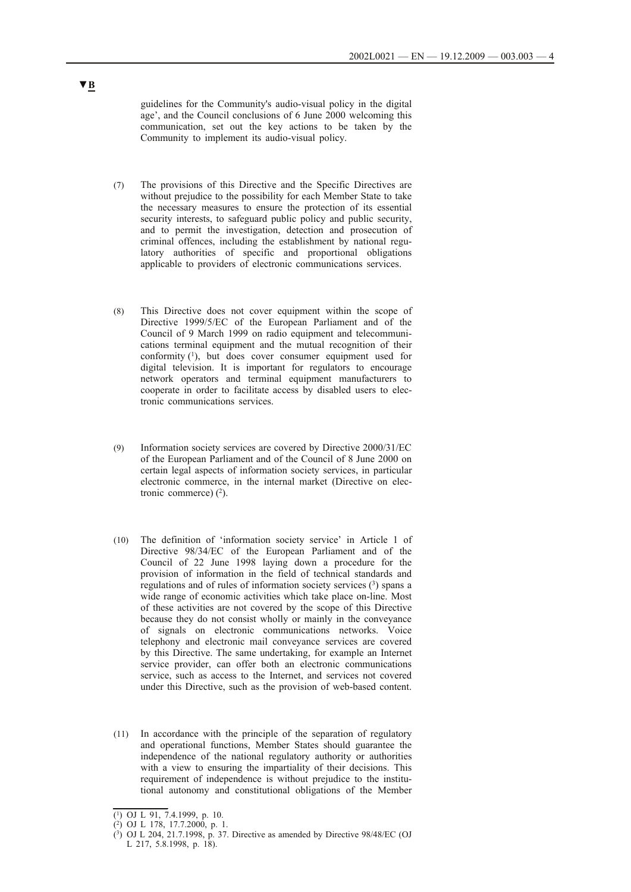▼B

guidelines for the Community's audio-visual policy in the digital age', and the Council conclusions of 6 June 2000 welcoming this communication, set out the key actions to be taken by the Community to implement its audio-visual policy.

(7) The provisions of this Directive and the Specific Directives are without prejudice to the possibility for each Member State to take the necessary measures to ensure the protection of its essential security interests, to safeguard public policy and public security, and to permit the investigation, detection and prosecution of criminal offences, including the establishment by national regulatory authorities of specific and proportional obligations applicable to providers of electronic communications services.

(8) This Directive does not cover equipment within the scope of Directive 1999/5/EC of the European Parliament and of the Council of 9 March 1999 on radio equipment and telecommunications terminal equipment and the mutual recognition of their conformity [1], but does cover consumer equipment used for digital television. It is important for regulators to encourage network operators and terminal equipment manufacturers to cooperate in order to facilitate access by disabled users to electronic communications services.

(9) Information society services are covered by Directive 2000/31/EC of the European Parliament and of the Council of 8 June 2000 on certain legal aspects of information society services, in particular electronic commerce, in the internal market (Directive on electronic commerce) [2].

(10) The definition of 'information society service' in Article 1 of Directive 98/34/EC of the European Parliament and of the Council of 22 June 1998 laying down a procedure for the provision of information in the field of technical standards and regulations and of rules of information society services [3] spans a wide range of economic activities which take place on-line. Most of these activities are not covered by the scope of this Directive because they do not consist wholly or mainly in the conveyance of signals on electronic communications networks. Voice telephony and electronic mail conveyance services are covered by this Directive. The same undertaking, for example an Internet service provider, can offer both an electronic communications service, such as access to the Internet, and services not covered under this Directive, such as the provision of web-based content.

(11) In accordance with the principle of the separation of regulatory and operational functions, Member States should guarantee the independence of the national regulatory authority or authorities with a view to ensuring the impartiality of their decisions. This requirement of independence is without prejudice to the institutional autonomy and constitutional obligations of the Member

---

[1] OJ L 91, 7.4.1999, p. 10.

[2] OJ L 178, 17.7.2000, p. 1.

[3] OJ L 204, 21.7.1998, p. 37. Directive as amended by Directive 98/48/EC (OJ L 217, 5.8.1998, p. 18).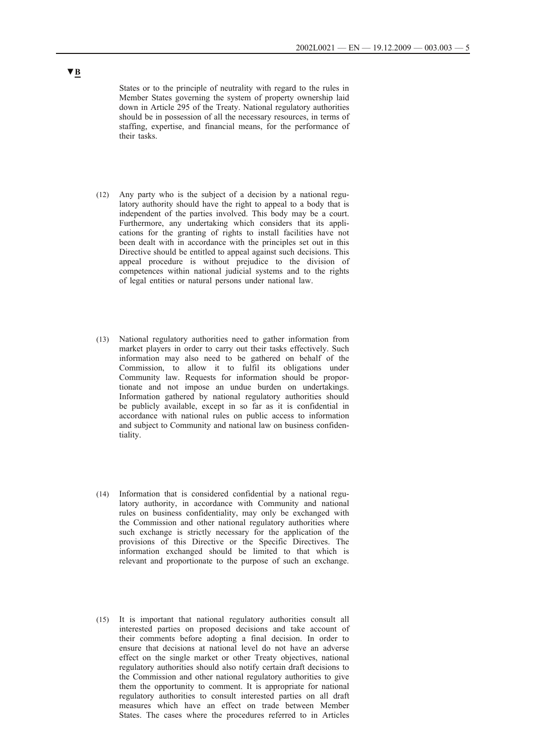▼B

States or to the principle of neutrality with regard to the rules in Member States governing the system of property ownership laid down in Article 295 of the Treaty. National regulatory authorities should be in possession of all the necessary resources, in terms of staffing, expertise, and financial means, for the performance of their tasks.

(12) Any party who is the subject of a decision by a national regulatory authority should have the right to appeal to a body that is independent of the parties involved. This body may be a court. Furthermore, any undertaking which considers that its applications for the granting of rights to install facilities have not been dealt with in accordance with the principles set out in this Directive should be entitled to appeal against such decisions. This appeal procedure is without prejudice to the division of competences within national judicial systems and to the rights of legal entities or natural persons under national law.

(13) National regulatory authorities need to gather information from market players in order to carry out their tasks effectively. Such information may also need to be gathered on behalf of the Commission, to allow it to fulfil its obligations under Community law. Requests for information should be proportionate and not impose an undue burden on undertakings. Information gathered by national regulatory authorities should be publicly available, except in so far as it is confidential in accordance with national rules on public access to information and subject to Community and national law on business confidentiality.

(14) Information that is considered confidential by a national regulatory authority, in accordance with Community and national rules on business confidentiality, may only be exchanged with the Commission and other national regulatory authorities where such exchange is strictly necessary for the application of the provisions of this Directive or the Specific Directives. The information exchanged should be limited to that which is relevant and proportionate to the purpose of such an exchange.

(15) It is important that national regulatory authorities consult all interested parties on proposed decisions and take account of their comments before adopting a final decision. In order to ensure that decisions at national level do not have an adverse effect on the single market or other Treaty objectives, national regulatory authorities should also notify certain draft decisions to the Commission and other national regulatory authorities to give them the opportunity to comment. It is appropriate for national regulatory authorities to consult interested parties on all draft measures which have an effect on trade between Member States. The cases where the procedures referred to in Articles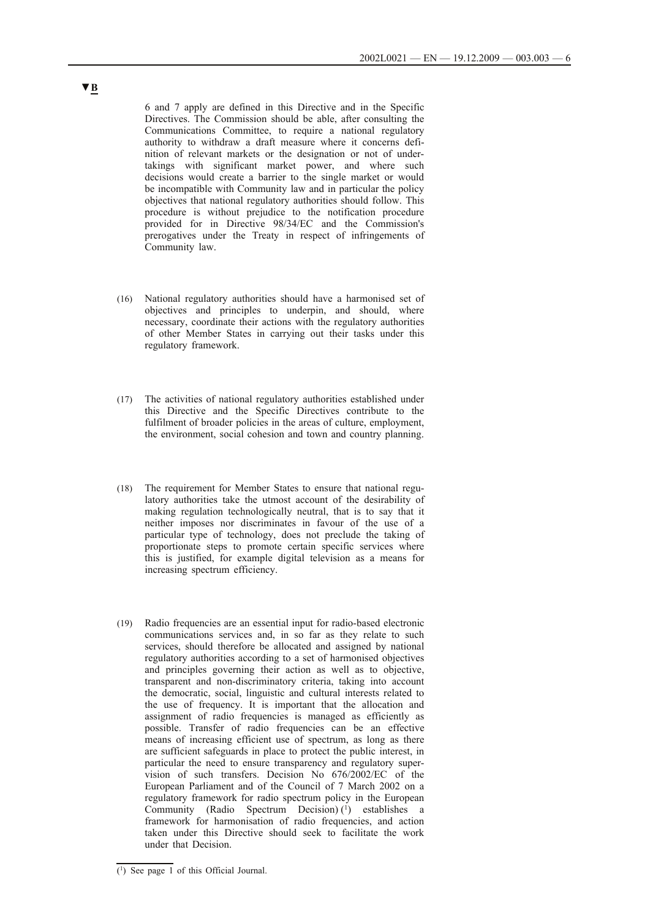▼B

6 and 7 apply are defined in this Directive and in the Specific Directives. The Commission should be able, after consulting the Communications Committee, to require a national regulatory authority to withdraw a draft measure where it concerns definition of relevant markets or the designation or not of undertakings with significant market power, and where such decisions would create a barrier to the single market or would be incompatible with Community law and in particular the policy objectives that national regulatory authorities should follow. This procedure is without prejudice to the notification procedure provided for in Directive 98/34/EC and the Commission's prerogatives under the Treaty in respect of infringements of Community law.

(16) National regulatory authorities should have a harmonised set of objectives and principles to underpin, and should, where necessary, coordinate their actions with the regulatory authorities of other Member States in carrying out their tasks under this regulatory framework.

(17) The activities of national regulatory authorities established under this Directive and the Specific Directives contribute to the fulfilment of broader policies in the areas of culture, employment, the environment, social cohesion and town and country planning.

(18) The requirement for Member States to ensure that national regulatory authorities take the utmost account of the desirability of making regulation technologically neutral, that is to say that it neither imposes nor discriminates in favour of the use of a particular type of technology, does not preclude the taking of proportionate steps to promote certain specific services where this is justified, for example digital television as a means for increasing spectrum efficiency.

(19) Radio frequencies are an essential input for radio-based electronic communications services and, in so far as they relate to such services, should therefore be allocated and assigned by national regulatory authorities according to a set of harmonised objectives and principles governing their action as well as to objective, transparent and non-discriminatory criteria, taking into account the democratic, social, linguistic and cultural interests related to the use of frequency. It is important that the allocation and assignment of radio frequencies is managed as efficiently as possible. Transfer of radio frequencies can be an effective means of increasing efficient use of spectrum, as long as there are sufficient safeguards in place to protect the public interest, in particular the need to ensure transparency and regulatory supervision of such transfers. Decision No 676/2002/EC of the European Parliament and of the Council of 7 March 2002 on a regulatory framework for radio spectrum policy in the European Community (Radio Spectrum Decision) [1] establishes a framework for harmonisation of radio frequencies, and action taken under this Directive should seek to facilitate the work under that Decision.

---

[1] See page 1 of this Official Journal.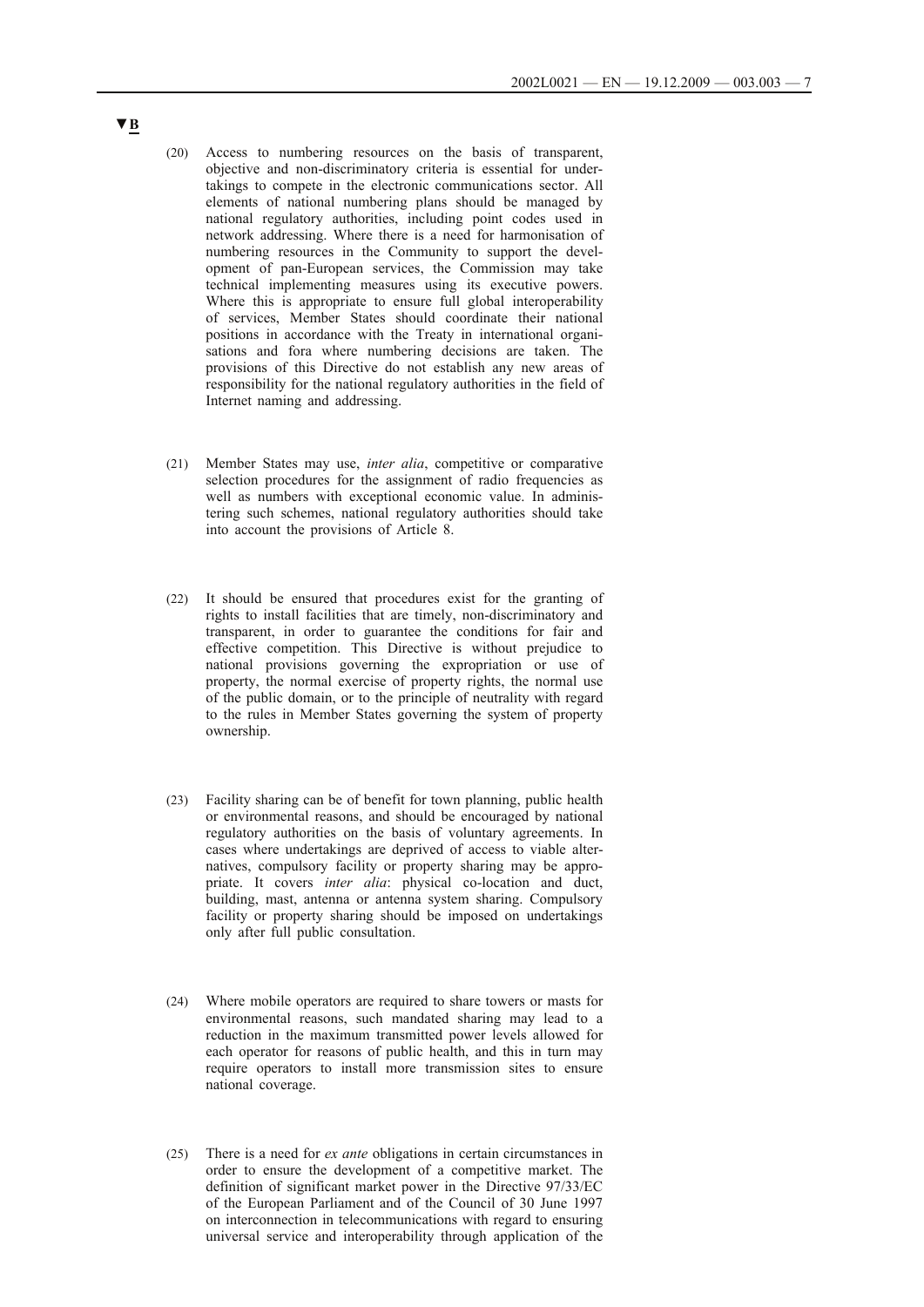▼B

(20) Access to numbering resources on the basis of transparent, objective and non-discriminatory criteria is essential for undertakings to compete in the electronic communications sector. All elements of national numbering plans should be managed by national regulatory authorities, including point codes used in network addressing. Where there is a need for harmonisation of numbering resources in the Community to support the development of pan-European services, the Commission may take technical implementing measures using its executive powers. Where this is appropriate to ensure full global interoperability of services, Member States should coordinate their national positions in accordance with the Treaty in international organisations and fora where numbering decisions are taken. The provisions of this Directive do not establish any new areas of responsibility for the national regulatory authorities in the field of Internet naming and addressing.

(21) Member States may use, *inter alia*, competitive or comparative selection procedures for the assignment of radio frequencies as well as numbers with exceptional economic value. In administering such schemes, national regulatory authorities should take into account the provisions of Article 8.

(22) It should be ensured that procedures exist for the granting of rights to install facilities that are timely, non-discriminatory and transparent, in order to guarantee the conditions for fair and effective competition. This Directive is without prejudice to national provisions governing the expropriation or use of property, the normal exercise of property rights, the normal use of the public domain, or to the principle of neutrality with regard to the rules in Member States governing the system of property ownership.

(23) Facility sharing can be of benefit for town planning, public health or environmental reasons, and should be encouraged by national regulatory authorities on the basis of voluntary agreements. In cases where undertakings are deprived of access to viable alternatives, compulsory facility or property sharing may be appropriate. It covers *inter alia*: physical co-location and duct, building, mast, antenna or antenna system sharing. Compulsory facility or property sharing should be imposed on undertakings only after full public consultation.

(24) Where mobile operators are required to share towers or masts for environmental reasons, such mandated sharing may lead to a reduction in the maximum transmitted power levels allowed for each operator for reasons of public health, and this in turn may require operators to install more transmission sites to ensure national coverage.

(25) There is a need for *ex ante* obligations in certain circumstances in order to ensure the development of a competitive market. The definition of significant market power in the Directive 97/33/EC of the European Parliament and of the Council of 30 June 1997 on interconnection in telecommunications with regard to ensuring universal service and interoperability through application of the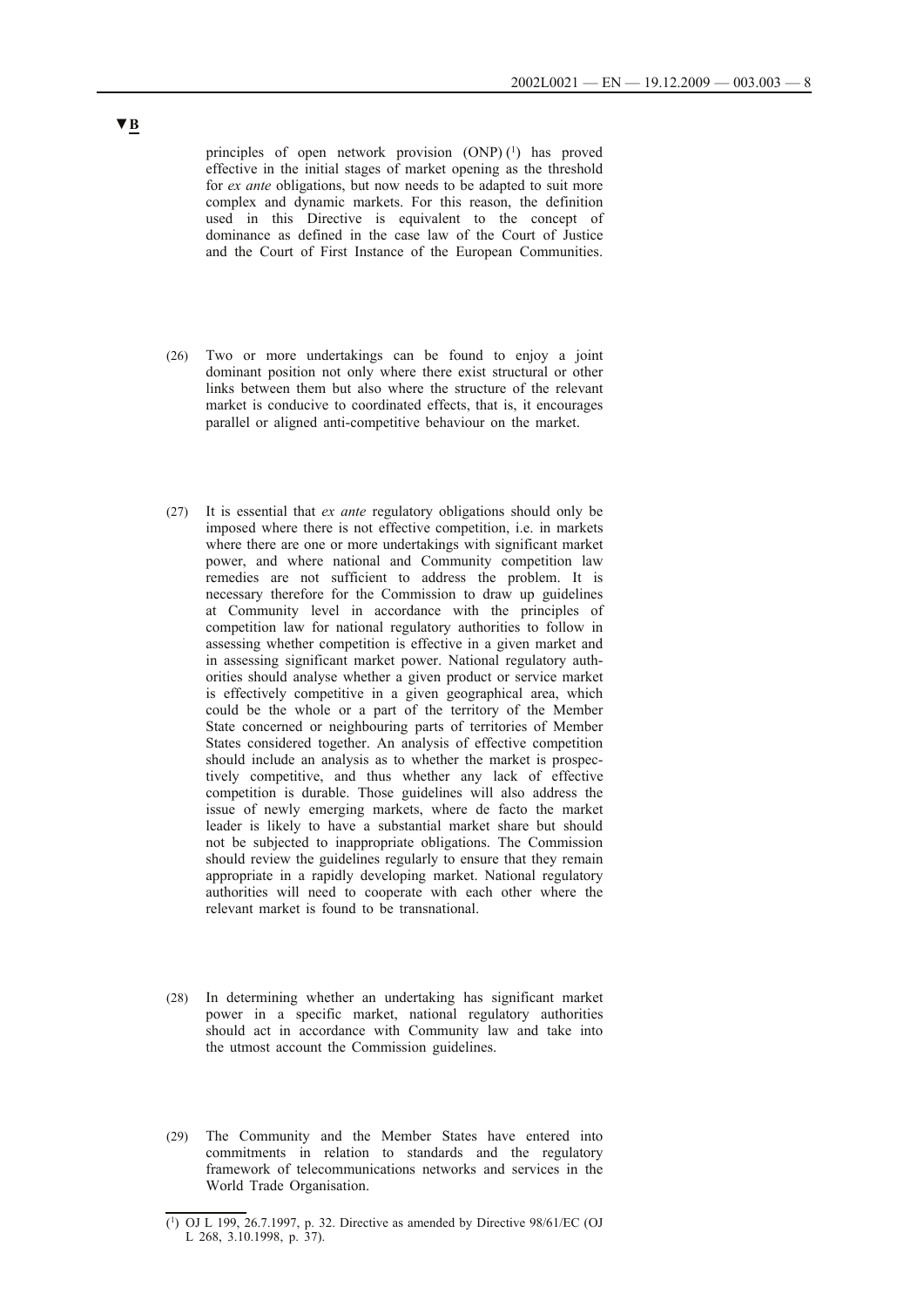▼B

principles of open network provision (ONP) [1] has proved effective in the initial stages of market opening as the threshold for *ex ante* obligations, but now needs to be adapted to suit more complex and dynamic markets. For this reason, the definition used in this Directive is equivalent to the concept of dominance as defined in the case law of the Court of Justice and the Court of First Instance of the European Communities.

(26) Two or more undertakings can be found to enjoy a joint dominant position not only where there exist structural or other links between them but also where the structure of the relevant market is conducive to coordinated effects, that is, it encourages parallel or aligned anti-competitive behaviour on the market.

(27) It is essential that *ex ante* regulatory obligations should only be imposed where there is not effective competition, i.e. in markets where there are one or more undertakings with significant market power, and where national and Community competition law remedies are not sufficient to address the problem. It is necessary therefore for the Commission to draw up guidelines at Community level in accordance with the principles of competition law for national regulatory authorities to follow in assessing whether competition is effective in a given market and in assessing significant market power. National regulatory authorities should analyse whether a given product or service market is effectively competitive in a given geographical area, which could be the whole or a part of the territory of the Member State concerned or neighbouring parts of territories of Member States considered together. An analysis of effective competition should include an analysis as to whether the market is prospectively competitive, and thus whether any lack of effective competition is durable. Those guidelines will also address the issue of newly emerging markets, where de facto the market leader is likely to have a substantial market share but should not be subjected to inappropriate obligations. The Commission should review the guidelines regularly to ensure that they remain appropriate in a rapidly developing market. National regulatory authorities will need to cooperate with each other where the relevant market is found to be transnational.

(28) In determining whether an undertaking has significant market power in a specific market, national regulatory authorities should act in accordance with Community law and take into the utmost account the Commission guidelines.

(29) The Community and the Member States have entered into commitments in relation to standards and the regulatory framework of telecommunications networks and services in the World Trade Organisation.

---

[1] OJ L 199, 26.7.1997, p. 32. Directive as amended by Directive 98/61/EC (OJ L 268, 3.10.1998, p. 37).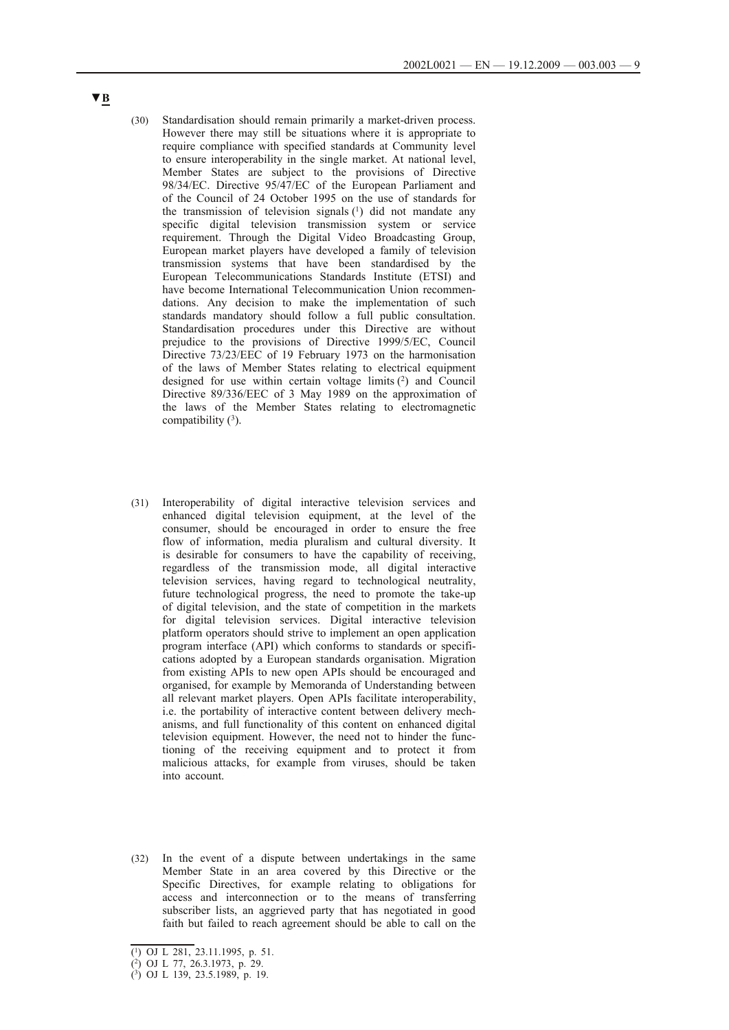▼B

(30) Standardisation should remain primarily a market-driven process. However there may still be situations where it is appropriate to require compliance with specified standards at Community level to ensure interoperability in the single market. At national level, Member States are subject to the provisions of Directive 98/34/EC. Directive 95/47/EC of the European Parliament and of the Council of 24 October 1995 on the use of standards for the transmission of television signals [1] did not mandate any specific digital television transmission system or service requirement. Through the Digital Video Broadcasting Group, European market players have developed a family of television transmission systems that have been standardised by the European Telecommunications Standards Institute (ETSI) and have become International Telecommunication Union recommendations. Any decision to make the implementation of such standards mandatory should follow a full public consultation. Standardisation procedures under this Directive are without prejudice to the provisions of Directive 1999/5/EC, Council Directive 73/23/EEC of 19 February 1973 on the harmonisation of the laws of Member States relating to electrical equipment designed for use within certain voltage limits [2] and Council Directive 89/336/EEC of 3 May 1989 on the approximation of the laws of the Member States relating to electromagnetic compatibility [3].

(31) Interoperability of digital interactive television services and enhanced digital television equipment, at the level of the consumer, should be encouraged in order to ensure the free flow of information, media pluralism and cultural diversity. It is desirable for consumers to have the capability of receiving, regardless of the transmission mode, all digital interactive television services, having regard to technological neutrality, future technological progress, the need to promote the take-up of digital television, and the state of competition in the markets for digital television services. Digital interactive television platform operators should strive to implement an open application program interface (API) which conforms to standards or specifications adopted by a European standards organisation. Migration from existing APIs to new open APIs should be encouraged and organised, for example by Memoranda of Understanding between all relevant market players. Open APIs facilitate interoperability, i.e. the portability of interactive content between delivery mechanisms, and full functionality of this content on enhanced digital television equipment. However, the need not to hinder the functioning of the receiving equipment and to protect it from malicious attacks, for example from viruses, should be taken into account.

(32) In the event of a dispute between undertakings in the same Member State in an area covered by this Directive or the Specific Directives, for example relating to obligations for access and interconnection or to the means of transferring subscriber lists, an aggrieved party that has negotiated in good faith but failed to reach agreement should be able to call on the

---

[1] OJ L 281, 23.11.1995, p. 51.

[2] OJ L 77, 26.3.1973, p. 29.

[3] OJ L 139, 23.5.1989, p. 19.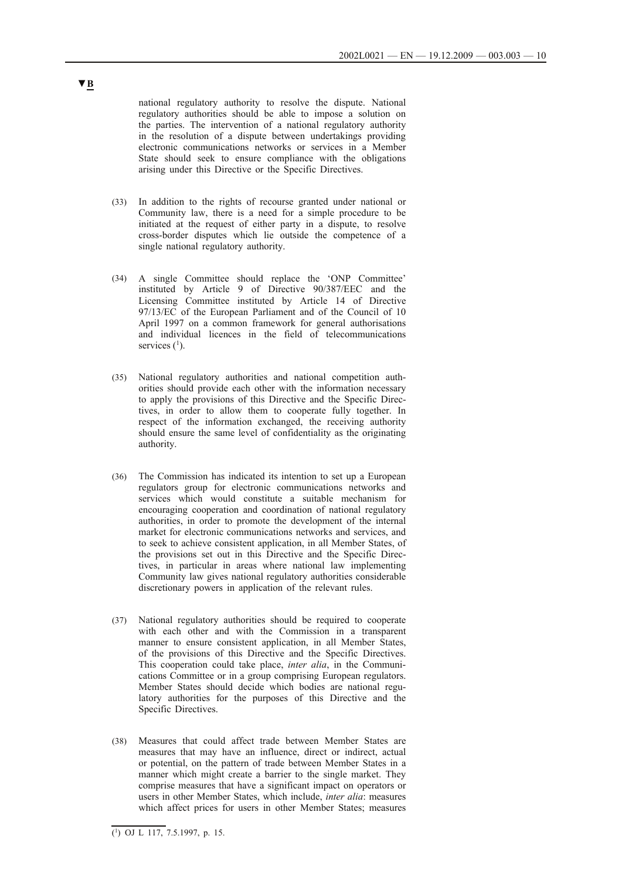▼B

national regulatory authority to resolve the dispute. National regulatory authorities should be able to impose a solution on the parties. The intervention of a national regulatory authority in the resolution of a dispute between undertakings providing electronic communications networks or services in a Member State should seek to ensure compliance with the obligations arising under this Directive or the Specific Directives.

(33) In addition to the rights of recourse granted under national or Community law, there is a need for a simple procedure to be initiated at the request of either party in a dispute, to resolve cross-border disputes which lie outside the competence of a single national regulatory authority.

(34) A single Committee should replace the 'ONP Committee' instituted by Article 9 of Directive 90/387/EEC and the Licensing Committee instituted by Article 14 of Directive 97/13/EC of the European Parliament and of the Council of 10 April 1997 on a common framework for general authorisations and individual licences in the field of telecommunications services [1].

(35) National regulatory authorities and national competition authorities should provide each other with the information necessary to apply the provisions of this Directive and the Specific Directives, in order to allow them to cooperate fully together. In respect of the information exchanged, the receiving authority should ensure the same level of confidentiality as the originating authority.

(36) The Commission has indicated its intention to set up a European regulators group for electronic communications networks and services which would constitute a suitable mechanism for encouraging cooperation and coordination of national regulatory authorities, in order to promote the development of the internal market for electronic communications networks and services, and to seek to achieve consistent application, in all Member States, of the provisions set out in this Directive and the Specific Directives, in particular in areas where national law implementing Community law gives national regulatory authorities considerable discretionary powers in application of the relevant rules.

(37) National regulatory authorities should be required to cooperate with each other and with the Commission in a transparent manner to ensure consistent application, in all Member States, of the provisions of this Directive and the Specific Directives. This cooperation could take place, *inter alia*, in the Communications Committee or in a group comprising European regulators. Member States should decide which bodies are national regulatory authorities for the purposes of this Directive and the Specific Directives.

(38) Measures that could affect trade between Member States are measures that may have an influence, direct or indirect, actual or potential, on the pattern of trade between Member States in a manner which might create a barrier to the single market. They comprise measures that have a significant impact on operators or users in other Member States, which include, *inter alia*: measures which affect prices for users in other Member States; measures

---

[1] OJ L 117, 7.5.1997, p. 15.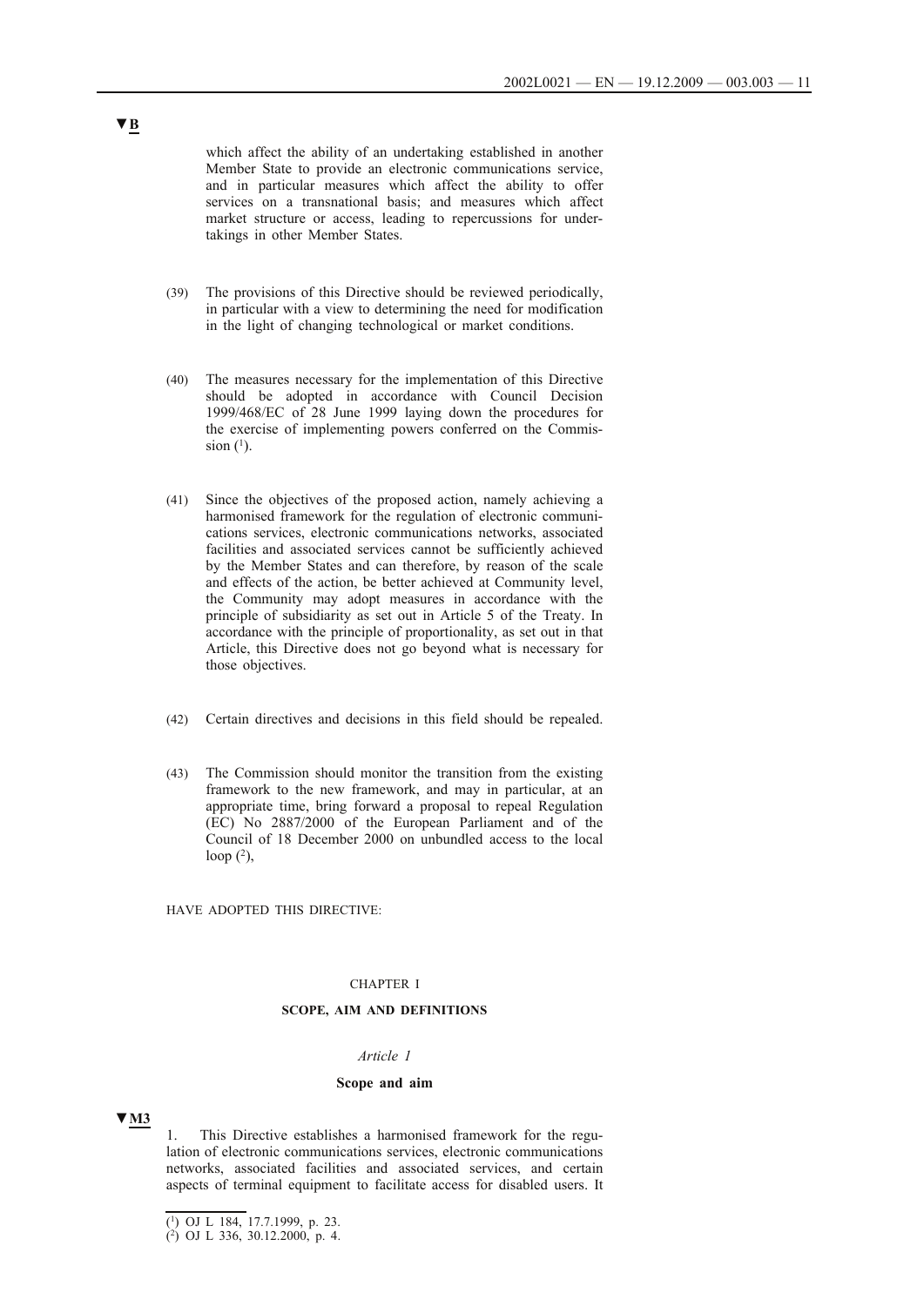▼B

which affect the ability of an undertaking established in another Member State to provide an electronic communications service, and in particular measures which affect the ability to offer services on a transnational basis; and measures which affect market structure or access, leading to repercussions for undertakings in other Member States.

(39) The provisions of this Directive should be reviewed periodically, in particular with a view to determining the need for modification in the light of changing technological or market conditions.

(40) The measures necessary for the implementation of this Directive should be adopted in accordance with Council Decision 1999/468/EC of 28 June 1999 laying down the procedures for the exercise of implementing powers conferred on the Commission [1].

(41) Since the objectives of the proposed action, namely achieving a harmonised framework for the regulation of electronic communications services, electronic communications networks, associated facilities and associated services cannot be sufficiently achieved by the Member States and can therefore, by reason of the scale and effects of the action, be better achieved at Community level, the Community may adopt measures in accordance with the principle of subsidiarity as set out in Article 5 of the Treaty. In accordance with the principle of proportionality, as set out in that Article, this Directive does not go beyond what is necessary for those objectives.

(42) Certain directives and decisions in this field should be repealed.

(43) The Commission should monitor the transition from the existing framework to the new framework, and may in particular, at an appropriate time, bring forward a proposal to repeal Regulation (EC) No 2887/2000 of the European Parliament and of the Council of 18 December 2000 on unbundled access to the local loop [2],

HAVE ADOPTED THIS DIRECTIVE:

CHAPTER I

**SCOPE, AIM AND DEFINITIONS**

*Article 1*

**Scope and aim**

▼M3

1. This Directive establishes a harmonised framework for the regulation of electronic communications services, electronic communications networks, associated facilities and associated services, and certain aspects of terminal equipment to facilitate access for disabled users. It

---

[1] OJ L 184, 17.7.1999, p. 23.

[2] OJ L 336, 30.12.2000, p. 4.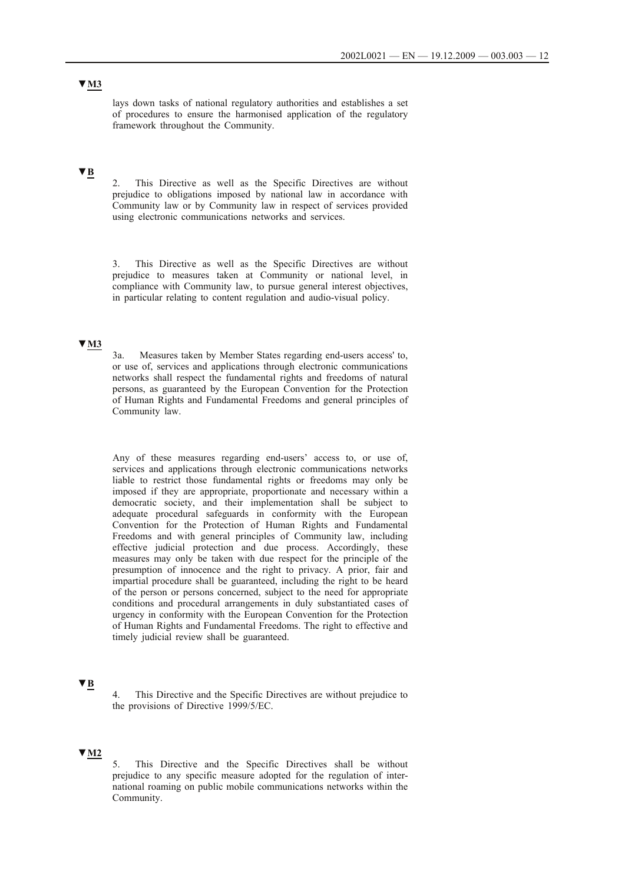▼M3

lays down tasks of national regulatory authorities and establishes a set of procedures to ensure the harmonised application of the regulatory framework throughout the Community.

▼B

2. This Directive as well as the Specific Directives are without prejudice to obligations imposed by national law in accordance with Community law or by Community law in respect of services provided using electronic communications networks and services.

3. This Directive as well as the Specific Directives are without prejudice to measures taken at Community or national level, in compliance with Community law, to pursue general interest objectives, in particular relating to content regulation and audio-visual policy.

▼M3

3a. Measures taken by Member States regarding end-users access' to, or use of, services and applications through electronic communications networks shall respect the fundamental rights and freedoms of natural persons, as guaranteed by the European Convention for the Protection of Human Rights and Fundamental Freedoms and general principles of Community law.

Any of these measures regarding end-users' access to, or use of, services and applications through electronic communications networks liable to restrict those fundamental rights or freedoms may only be imposed if they are appropriate, proportionate and necessary within a democratic society, and their implementation shall be subject to adequate procedural safeguards in conformity with the European Convention for the Protection of Human Rights and Fundamental Freedoms and with general principles of Community law, including effective judicial protection and due process. Accordingly, these measures may only be taken with due respect for the principle of the presumption of innocence and the right to privacy. A prior, fair and impartial procedure shall be guaranteed, including the right to be heard of the person or persons concerned, subject to the need for appropriate conditions and procedural arrangements in duly substantiated cases of urgency in conformity with the European Convention for the Protection of Human Rights and Fundamental Freedoms. The right to effective and timely judicial review shall be guaranteed.

▼B

4. This Directive and the Specific Directives are without prejudice to the provisions of Directive 1999/5/EC.

▼M2

5. This Directive and the Specific Directives shall be without prejudice to any specific measure adopted for the regulation of international roaming on public mobile communications networks within the Community.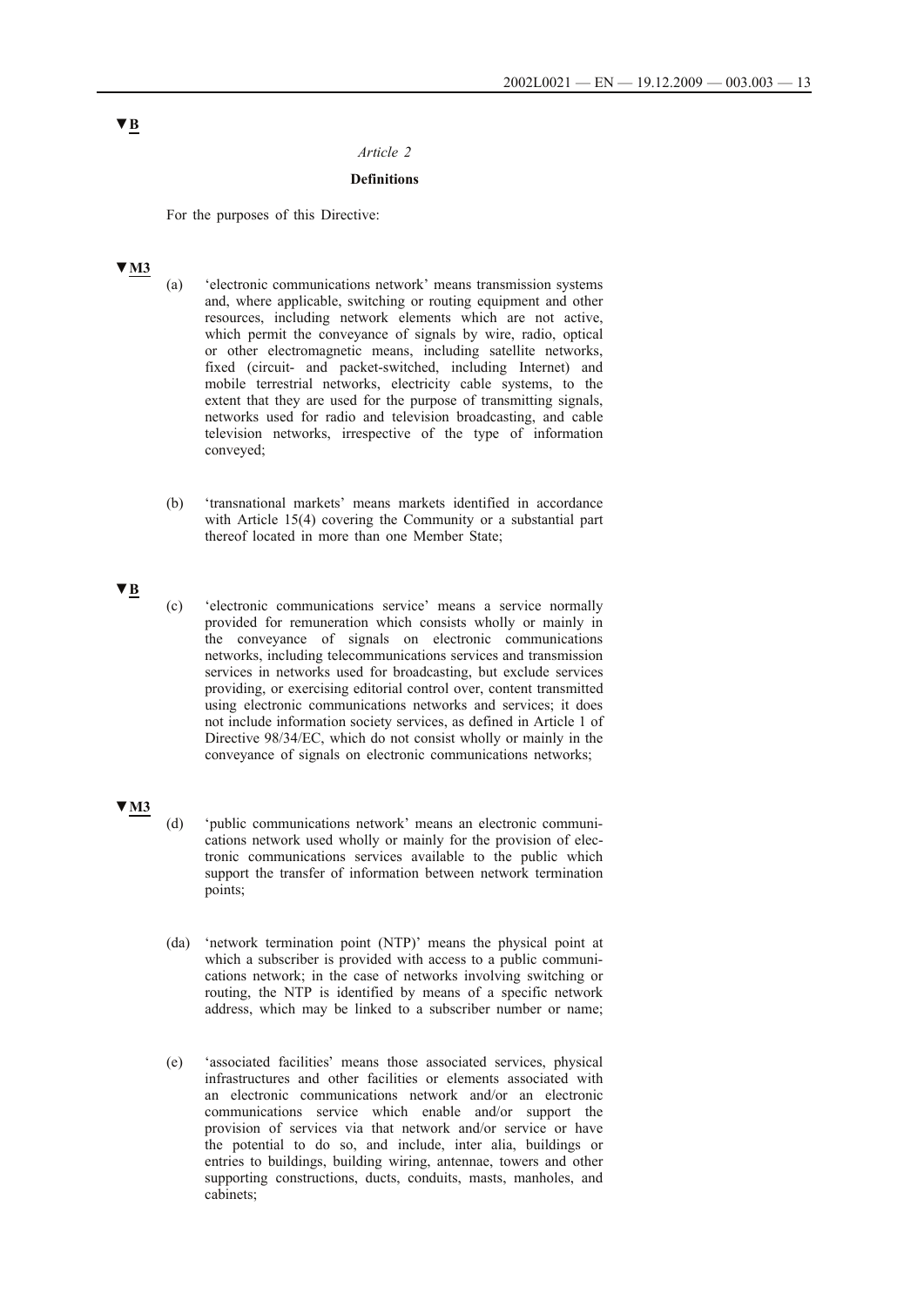▼B

*Article 2*

**Definitions**

For the purposes of this Directive:

▼M3

(a) 'electronic communications network' means transmission systems and, where applicable, switching or routing equipment and other resources, including network elements which are not active, which permit the conveyance of signals by wire, radio, optical or other electromagnetic means, including satellite networks, fixed (circuit- and packet-switched, including Internet) and mobile terrestrial networks, electricity cable systems, to the extent that they are used for the purpose of transmitting signals, networks used for radio and television broadcasting, and cable television networks, irrespective of the type of information conveyed;

(b) 'transnational markets' means markets identified in accordance with Article 15(4) covering the Community or a substantial part thereof located in more than one Member State;

▼B

(c) 'electronic communications service' means a service normally provided for remuneration which consists wholly or mainly in the conveyance of signals on electronic communications networks, including telecommunications services and transmission services in networks used for broadcasting, but exclude services providing, or exercising editorial control over, content transmitted using electronic communications networks and services; it does not include information society services, as defined in Article 1 of Directive 98/34/EC, which do not consist wholly or mainly in the conveyance of signals on electronic communications networks;

▼M3

(d) 'public communications network' means an electronic communications network used wholly or mainly for the provision of electronic communications services available to the public which support the transfer of information between network termination points;

(da) 'network termination point (NTP)' means the physical point at which a subscriber is provided with access to a public communications network; in the case of networks involving switching or routing, the NTP is identified by means of a specific network address, which may be linked to a subscriber number or name;

(e) 'associated facilities' means those associated services, physical infrastructures and other facilities or elements associated with an electronic communications network and/or an electronic communications service which enable and/or support the provision of services via that network and/or service or have the potential to do so, and include, inter alia, buildings or entries to buildings, building wiring, antennae, towers and other supporting constructions, ducts, conduits, masts, manholes, and cabinets;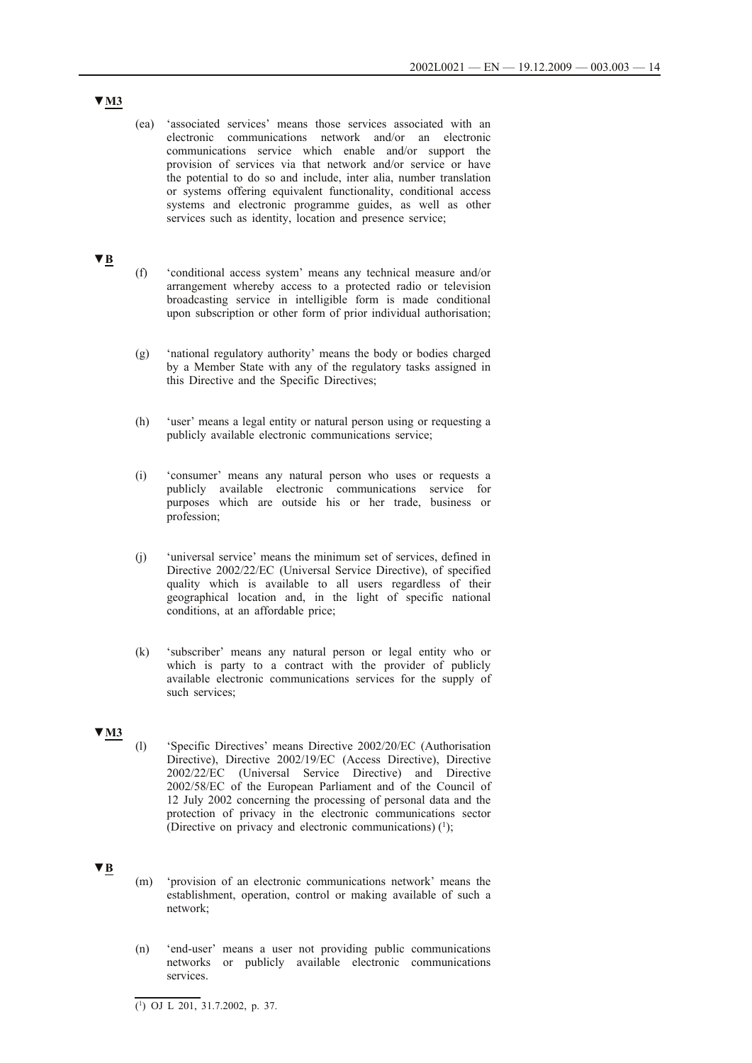▼M3

(ea) 'associated services' means those services associated with an electronic communications network and/or an electronic communications service which enable and/or support the provision of services via that network and/or service or have the potential to do so and include, inter alia, number translation or systems offering equivalent functionality, conditional access systems and electronic programme guides, as well as other services such as identity, location and presence service;

▼B

(f) 'conditional access system' means any technical measure and/or arrangement whereby access to a protected radio or television broadcasting service in intelligible form is made conditional upon subscription or other form of prior individual authorisation;

(g) 'national regulatory authority' means the body or bodies charged by a Member State with any of the regulatory tasks assigned in this Directive and the Specific Directives;

(h) 'user' means a legal entity or natural person using or requesting a publicly available electronic communications service;

(i) 'consumer' means any natural person who uses or requests a publicly available electronic communications service for purposes which are outside his or her trade, business or profession;

(j) 'universal service' means the minimum set of services, defined in Directive 2002/22/EC (Universal Service Directive), of specified quality which is available to all users regardless of their geographical location and, in the light of specific national conditions, at an affordable price;

(k) 'subscriber' means any natural person or legal entity who or which is party to a contract with the provider of publicly available electronic communications services for the supply of such services;

▼M3

(l) 'Specific Directives' means Directive 2002/20/EC (Authorisation Directive), Directive 2002/19/EC (Access Directive), Directive 2002/22/EC (Universal Service Directive) and Directive 2002/58/EC of the European Parliament and of the Council of 12 July 2002 concerning the processing of personal data and the protection of privacy in the electronic communications sector (Directive on privacy and electronic communications) [1];

▼B

(m) 'provision of an electronic communications network' means the establishment, operation, control or making available of such a network;

(n) 'end-user' means a user not providing public communications networks or publicly available electronic communications services.

---

[1] OJ L 201, 31.7.2002, p. 37.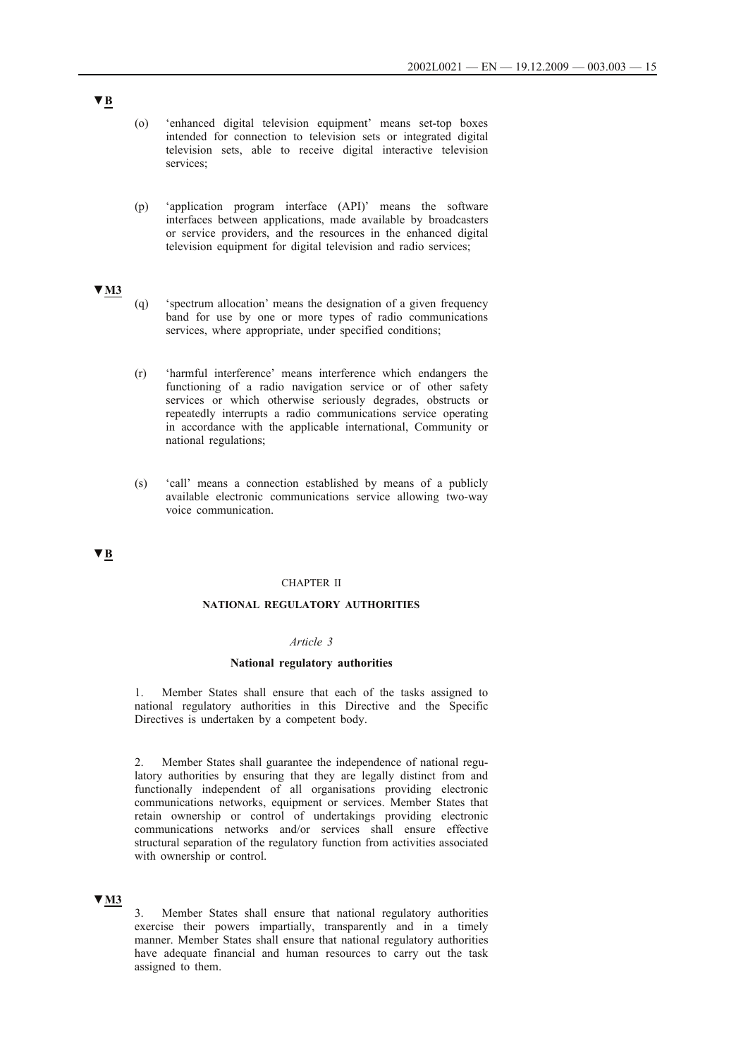▼B

(o) 'enhanced digital television equipment' means set-top boxes intended for connection to television sets or integrated digital television sets, able to receive digital interactive television services;

(p) 'application program interface (API)' means the software interfaces between applications, made available by broadcasters or service providers, and the resources in the enhanced digital television equipment for digital television and radio services;

▼M3

(q) 'spectrum allocation' means the designation of a given frequency band for use by one or more types of radio communications services, where appropriate, under specified conditions;

(r) 'harmful interference' means interference which endangers the functioning of a radio navigation service or of other safety services or which otherwise seriously degrades, obstructs or repeatedly interrupts a radio communications service operating in accordance with the applicable international, Community or national regulations;

(s) 'call' means a connection established by means of a publicly available electronic communications service allowing two-way voice communication.

▼B

## CHAPTER II

## NATIONAL REGULATORY AUTHORITIES

### *Article 3*

### National regulatory authorities

1. Member States shall ensure that each of the tasks assigned to national regulatory authorities in this Directive and the Specific Directives is undertaken by a competent body.

2. Member States shall guarantee the independence of national regulatory authorities by ensuring that they are legally distinct from and functionally independent of all organisations providing electronic communications networks, equipment or services. Member States that retain ownership or control of undertakings providing electronic communications networks and/or services shall ensure effective structural separation of the regulatory function from activities associated with ownership or control.

▼M3

3. Member States shall ensure that national regulatory authorities exercise their powers impartially, transparently and in a timely manner. Member States shall ensure that national regulatory authorities have adequate financial and human resources to carry out the task assigned to them.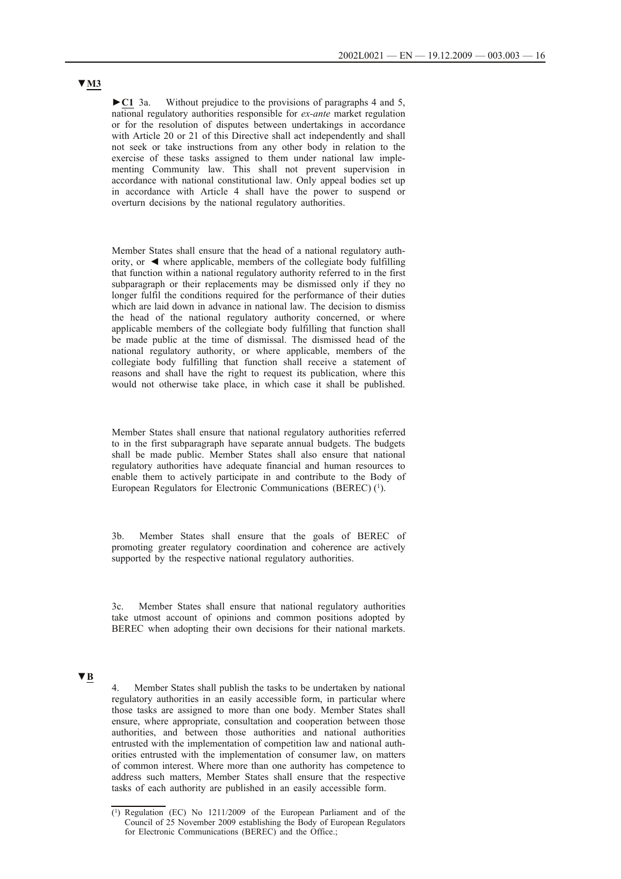▼M3

►C1 3a. Without prejudice to the provisions of paragraphs 4 and 5, national regulatory authorities responsible for *ex-ante* market regulation or for the resolution of disputes between undertakings in accordance with Article 20 or 21 of this Directive shall act independently and shall not seek or take instructions from any other body in relation to the exercise of these tasks assigned to them under national law implementing Community law. This shall not prevent supervision in accordance with national constitutional law. Only appeal bodies set up in accordance with Article 4 shall have the power to suspend or overturn decisions by the national regulatory authorities.

Member States shall ensure that the head of a national regulatory authority, or ◄ where applicable, members of the collegiate body fulfilling that function within a national regulatory authority referred to in the first subparagraph or their replacements may be dismissed only if they no longer fulfil the conditions required for the performance of their duties which are laid down in advance in national law. The decision to dismiss the head of the national regulatory authority concerned, or where applicable members of the collegiate body fulfilling that function shall be made public at the time of dismissal. The dismissed head of the national regulatory authority, or where applicable, members of the collegiate body fulfilling that function shall receive a statement of reasons and shall have the right to request its publication, where this would not otherwise take place, in which case it shall be published.

Member States shall ensure that national regulatory authorities referred to in the first subparagraph have separate annual budgets. The budgets shall be made public. Member States shall also ensure that national regulatory authorities have adequate financial and human resources to enable them to actively participate in and contribute to the Body of European Regulators for Electronic Communications (BEREC) [1].

3b. Member States shall ensure that the goals of BEREC of promoting greater regulatory coordination and coherence are actively supported by the respective national regulatory authorities.

3c. Member States shall ensure that national regulatory authorities take utmost account of opinions and common positions adopted by BEREC when adopting their own decisions for their national markets.

▼B

4. Member States shall publish the tasks to be undertaken by national regulatory authorities in an easily accessible form, in particular where those tasks are assigned to more than one body. Member States shall ensure, where appropriate, consultation and cooperation between those authorities, and between those authorities and national authorities entrusted with the implementation of competition law and national authorities entrusted with the implementation of consumer law, on matters of common interest. Where more than one authority has competence to address such matters, Member States shall ensure that the respective tasks of each authority are published in an easily accessible form.

---

[1] Regulation (EC) No 1211/2009 of the European Parliament and of the Council of 25 November 2009 establishing the Body of European Regulators for Electronic Communications (BEREC) and the Office.;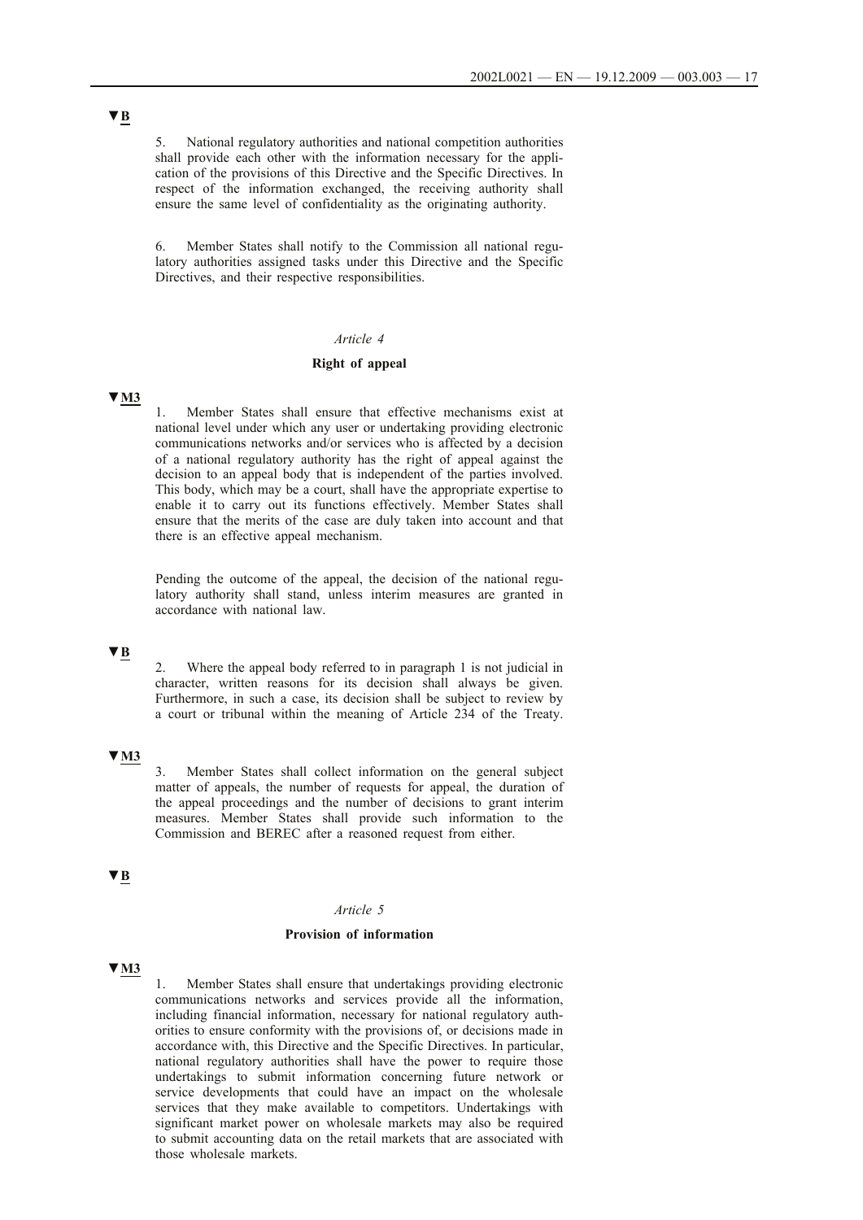▼B

5. National regulatory authorities and national competition authorities shall provide each other with the information necessary for the application of the provisions of this Directive and the Specific Directives. In respect of the information exchanged, the receiving authority shall ensure the same level of confidentiality as the originating authority.

6. Member States shall notify to the Commission all national regulatory authorities assigned tasks under this Directive and the Specific Directives, and their respective responsibilities.

*Article 4*

**Right of appeal**

▼M3

1. Member States shall ensure that effective mechanisms exist at national level under which any user or undertaking providing electronic communications networks and/or services who is affected by a decision of a national regulatory authority has the right of appeal against the decision to an appeal body that is independent of the parties involved. This body, which may be a court, shall have the appropriate expertise to enable it to carry out its functions effectively. Member States shall ensure that the merits of the case are duly taken into account and that there is an effective appeal mechanism.

Pending the outcome of the appeal, the decision of the national regulatory authority shall stand, unless interim measures are granted in accordance with national law.

▼B

2. Where the appeal body referred to in paragraph 1 is not judicial in character, written reasons for its decision shall always be given. Furthermore, in such a case, its decision shall be subject to review by a court or tribunal within the meaning of Article 234 of the Treaty.

▼M3

3. Member States shall collect information on the general subject matter of appeals, the number of requests for appeal, the duration of the appeal proceedings and the number of decisions to grant interim measures. Member States shall provide such information to the Commission and BEREC after a reasoned request from either.

▼B

*Article 5*

**Provision of information**

▼M3

1. Member States shall ensure that undertakings providing electronic communications networks and services provide all the information, including financial information, necessary for national regulatory authorities to ensure conformity with the provisions of, or decisions made in accordance with, this Directive and the Specific Directives. In particular, national regulatory authorities shall have the power to require those undertakings to submit information concerning future network or service developments that could have an impact on the wholesale services that they make available to competitors. Undertakings with significant market power on wholesale markets may also be required to submit accounting data on the retail markets that are associated with those wholesale markets.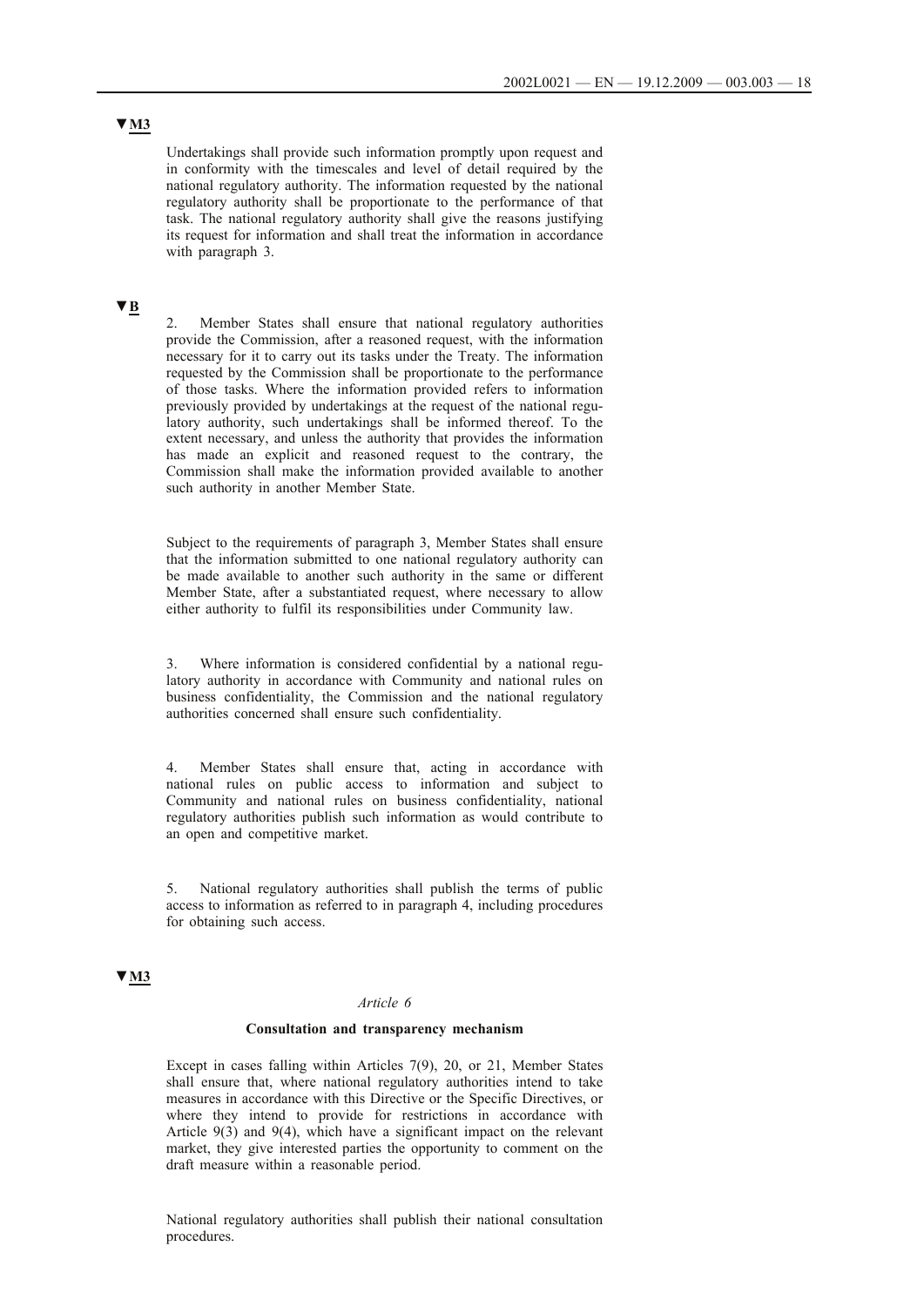▼M3

Undertakings shall provide such information promptly upon request and in conformity with the timescales and level of detail required by the national regulatory authority. The information requested by the national regulatory authority shall be proportionate to the performance of that task. The national regulatory authority shall give the reasons justifying its request for information and shall treat the information in accordance with paragraph 3.

▼B

2. Member States shall ensure that national regulatory authorities provide the Commission, after a reasoned request, with the information necessary for it to carry out its tasks under the Treaty. The information requested by the Commission shall be proportionate to the performance of those tasks. Where the information provided refers to information previously provided by undertakings at the request of the national regulatory authority, such undertakings shall be informed thereof. To the extent necessary, and unless the authority that provides the information has made an explicit and reasoned request to the contrary, the Commission shall make the information provided available to another such authority in another Member State.

Subject to the requirements of paragraph 3, Member States shall ensure that the information submitted to one national regulatory authority can be made available to another such authority in the same or different Member State, after a substantiated request, where necessary to allow either authority to fulfil its responsibilities under Community law.

3. Where information is considered confidential by a national regulatory authority in accordance with Community and national rules on business confidentiality, the Commission and the national regulatory authorities concerned shall ensure such confidentiality.

4. Member States shall ensure that, acting in accordance with national rules on public access to information and subject to Community and national rules on business confidentiality, national regulatory authorities publish such information as would contribute to an open and competitive market.

5. National regulatory authorities shall publish the terms of public access to information as referred to in paragraph 4, including procedures for obtaining such access.

▼M3

*Article 6*

**Consultation and transparency mechanism**

Except in cases falling within Articles 7(9), 20, or 21, Member States shall ensure that, where national regulatory authorities intend to take measures in accordance with this Directive or the Specific Directives, or where they intend to provide for restrictions in accordance with Article 9(3) and 9(4), which have a significant impact on the relevant market, they give interested parties the opportunity to comment on the draft measure within a reasonable period.

National regulatory authorities shall publish their national consultation procedures.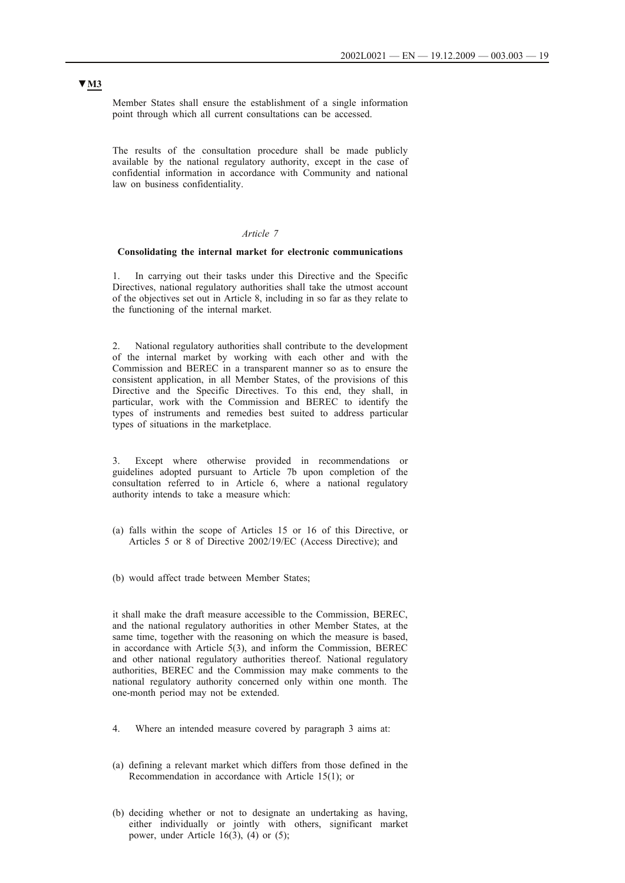▼M3

Member States shall ensure the establishment of a single information point through which all current consultations can be accessed.

The results of the consultation procedure shall be made publicly available by the national regulatory authority, except in the case of confidential information in accordance with Community and national law on business confidentiality.

*Article 7*

**Consolidating the internal market for electronic communications**

1. In carrying out their tasks under this Directive and the Specific Directives, national regulatory authorities shall take the utmost account of the objectives set out in Article 8, including in so far as they relate to the functioning of the internal market.

2. National regulatory authorities shall contribute to the development of the internal market by working with each other and with the Commission and BEREC in a transparent manner so as to ensure the consistent application, in all Member States, of the provisions of this Directive and the Specific Directives. To this end, they shall, in particular, work with the Commission and BEREC to identify the types of instruments and remedies best suited to address particular types of situations in the marketplace.

3. Except where otherwise provided in recommendations or guidelines adopted pursuant to Article 7b upon completion of the consultation referred to in Article 6, where a national regulatory authority intends to take a measure which:

(a) falls within the scope of Articles 15 or 16 of this Directive, or Articles 5 or 8 of Directive 2002/19/EC (Access Directive); and

(b) would affect trade between Member States;

it shall make the draft measure accessible to the Commission, BEREC, and the national regulatory authorities in other Member States, at the same time, together with the reasoning on which the measure is based, in accordance with Article 5(3), and inform the Commission, BEREC and other national regulatory authorities thereof. National regulatory authorities, BEREC and the Commission may make comments to the national regulatory authority concerned only within one month. The one-month period may not be extended.

4. Where an intended measure covered by paragraph 3 aims at:

(a) defining a relevant market which differs from those defined in the Recommendation in accordance with Article 15(1); or

(b) deciding whether or not to designate an undertaking as having, either individually or jointly with others, significant market power, under Article 16(3), (4) or (5);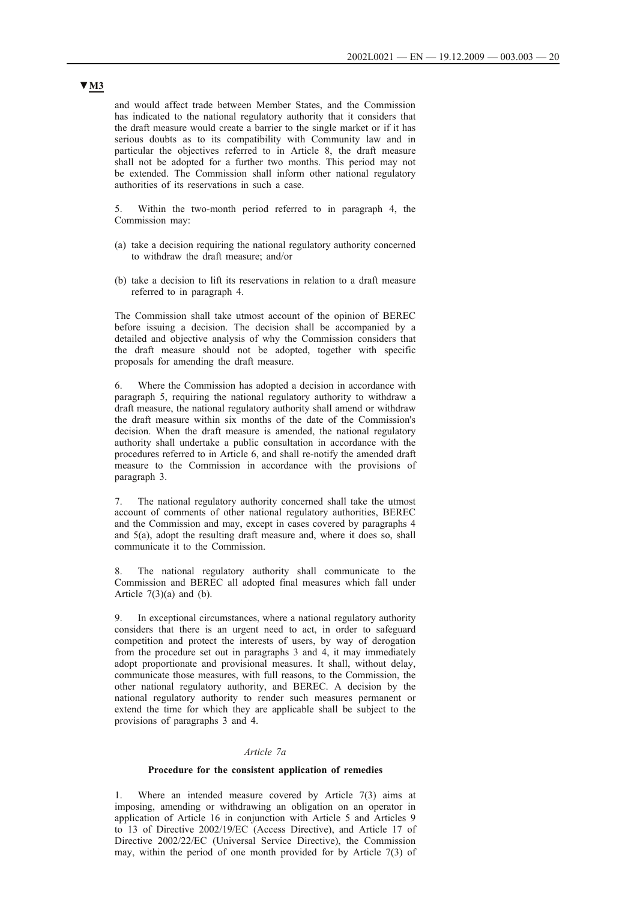▼M3

and would affect trade between Member States, and the Commission has indicated to the national regulatory authority that it considers that the draft measure would create a barrier to the single market or if it has serious doubts as to its compatibility with Community law and in particular the objectives referred to in Article 8, the draft measure shall not be adopted for a further two months. This period may not be extended. The Commission shall inform other national regulatory authorities of its reservations in such a case.

5. Within the two-month period referred to in paragraph 4, the Commission may:

(a) take a decision requiring the national regulatory authority concerned to withdraw the draft measure; and/or

(b) take a decision to lift its reservations in relation to a draft measure referred to in paragraph 4.

The Commission shall take utmost account of the opinion of BEREC before issuing a decision. The decision shall be accompanied by a detailed and objective analysis of why the Commission considers that the draft measure should not be adopted, together with specific proposals for amending the draft measure.

6. Where the Commission has adopted a decision in accordance with paragraph 5, requiring the national regulatory authority to withdraw a draft measure, the national regulatory authority shall amend or withdraw the draft measure within six months of the date of the Commission's decision. When the draft measure is amended, the national regulatory authority shall undertake a public consultation in accordance with the procedures referred to in Article 6, and shall re-notify the amended draft measure to the Commission in accordance with the provisions of paragraph 3.

7. The national regulatory authority concerned shall take the utmost account of comments of other national regulatory authorities, BEREC and the Commission and may, except in cases covered by paragraphs 4 and 5(a), adopt the resulting draft measure and, where it does so, shall communicate it to the Commission.

8. The national regulatory authority shall communicate to the Commission and BEREC all adopted final measures which fall under Article 7(3)(a) and (b).

9. In exceptional circumstances, where a national regulatory authority considers that there is an urgent need to act, in order to safeguard competition and protect the interests of users, by way of derogation from the procedure set out in paragraphs 3 and 4, it may immediately adopt proportionate and provisional measures. It shall, without delay, communicate those measures, with full reasons, to the Commission, the other national regulatory authority, and BEREC. A decision by the national regulatory authority to render such measures permanent or extend the time for which they are applicable shall be subject to the provisions of paragraphs 3 and 4.

*Article 7a*

**Procedure for the consistent application of remedies**

1. Where an intended measure covered by Article 7(3) aims at imposing, amending or withdrawing an obligation on an operator in application of Article 16 in conjunction with Article 5 and Articles 9 to 13 of Directive 2002/19/EC (Access Directive), and Article 17 of Directive 2002/22/EC (Universal Service Directive), the Commission may, within the period of one month provided for by Article 7(3) of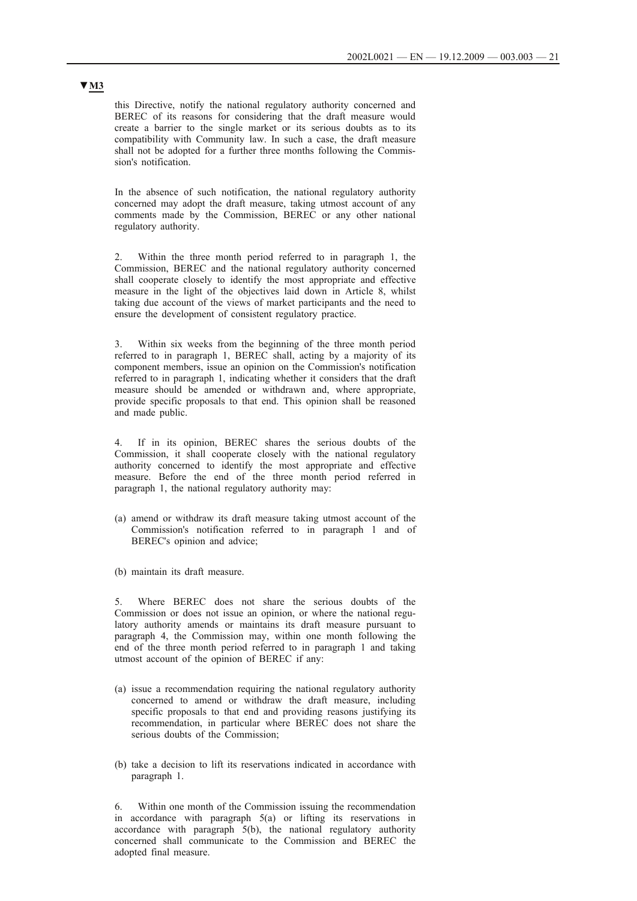▼M3

this Directive, notify the national regulatory authority concerned and BEREC of its reasons for considering that the draft measure would create a barrier to the single market or its serious doubts as to its compatibility with Community law. In such a case, the draft measure shall not be adopted for a further three months following the Commission's notification.

In the absence of such notification, the national regulatory authority concerned may adopt the draft measure, taking utmost account of any comments made by the Commission, BEREC or any other national regulatory authority.

2. Within the three month period referred to in paragraph 1, the Commission, BEREC and the national regulatory authority concerned shall cooperate closely to identify the most appropriate and effective measure in the light of the objectives laid down in Article 8, whilst taking due account of the views of market participants and the need to ensure the development of consistent regulatory practice.

3. Within six weeks from the beginning of the three month period referred to in paragraph 1, BEREC shall, acting by a majority of its component members, issue an opinion on the Commission's notification referred to in paragraph 1, indicating whether it considers that the draft measure should be amended or withdrawn and, where appropriate, provide specific proposals to that end. This opinion shall be reasoned and made public.

4. If in its opinion, BEREC shares the serious doubts of the Commission, it shall cooperate closely with the national regulatory authority concerned to identify the most appropriate and effective measure. Before the end of the three month period referred in paragraph 1, the national regulatory authority may:

(a) amend or withdraw its draft measure taking utmost account of the Commission's notification referred to in paragraph 1 and of BEREC's opinion and advice;

(b) maintain its draft measure.

5. Where BEREC does not share the serious doubts of the Commission or does not issue an opinion, or where the national regulatory authority amends or maintains its draft measure pursuant to paragraph 4, the Commission may, within one month following the end of the three month period referred to in paragraph 1 and taking utmost account of the opinion of BEREC if any:

(a) issue a recommendation requiring the national regulatory authority concerned to amend or withdraw the draft measure, including specific proposals to that end and providing reasons justifying its recommendation, in particular where BEREC does not share the serious doubts of the Commission;

(b) take a decision to lift its reservations indicated in accordance with paragraph 1.

6. Within one month of the Commission issuing the recommendation in accordance with paragraph 5(a) or lifting its reservations in accordance with paragraph 5(b), the national regulatory authority concerned shall communicate to the Commission and BEREC the adopted final measure.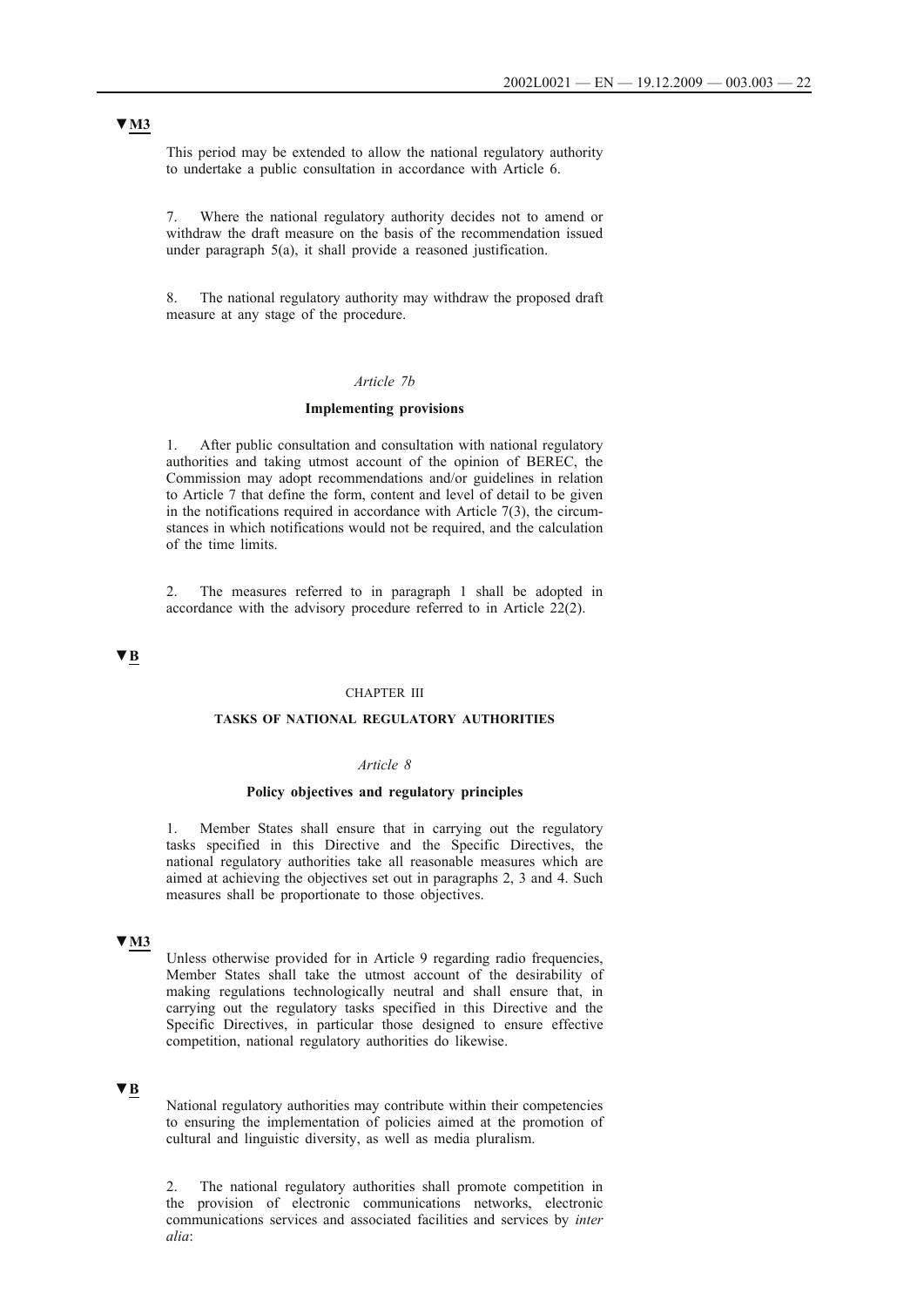▼M3

This period may be extended to allow the national regulatory authority to undertake a public consultation in accordance with Article 6.

7. Where the national regulatory authority decides not to amend or withdraw the draft measure on the basis of the recommendation issued under paragraph 5(a), it shall provide a reasoned justification.

8. The national regulatory authority may withdraw the proposed draft measure at any stage of the procedure.

*Article 7b*

**Implementing provisions**

1. After public consultation and consultation with national regulatory authorities and taking utmost account of the opinion of BEREC, the Commission may adopt recommendations and/or guidelines in relation to Article 7 that define the form, content and level of detail to be given in the notifications required in accordance with Article 7(3), the circumstances in which notifications would not be required, and the calculation of the time limits.

2. The measures referred to in paragraph 1 shall be adopted in accordance with the advisory procedure referred to in Article 22(2).

▼B

CHAPTER III

**TASKS OF NATIONAL REGULATORY AUTHORITIES**

*Article 8*

**Policy objectives and regulatory principles**

1. Member States shall ensure that in carrying out the regulatory tasks specified in this Directive and the Specific Directives, the national regulatory authorities take all reasonable measures which are aimed at achieving the objectives set out in paragraphs 2, 3 and 4. Such measures shall be proportionate to those objectives.

▼M3

Unless otherwise provided for in Article 9 regarding radio frequencies, Member States shall take the utmost account of the desirability of making regulations technologically neutral and shall ensure that, in carrying out the regulatory tasks specified in this Directive and the Specific Directives, in particular those designed to ensure effective competition, national regulatory authorities do likewise.

▼B

National regulatory authorities may contribute within their competencies to ensuring the implementation of policies aimed at the promotion of cultural and linguistic diversity, as well as media pluralism.

2. The national regulatory authorities shall promote competition in the provision of electronic communications networks, electronic communications services and associated facilities and services by *inter alia*: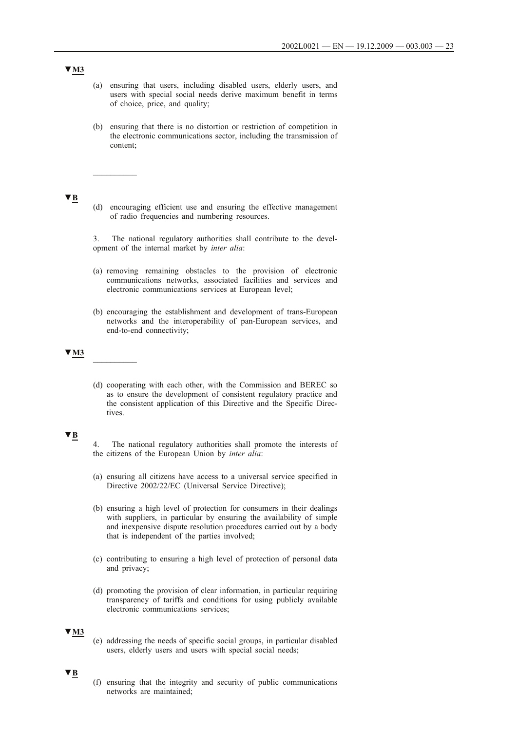▼M3

(a) ensuring that users, including disabled users, elderly users, and users with special social needs derive maximum benefit in terms of choice, price, and quality;

(b) ensuring that there is no distortion or restriction of competition in the electronic communications sector, including the transmission of content;

__________

▼B

(d) encouraging efficient use and ensuring the effective management of radio frequencies and numbering resources.

3. The national regulatory authorities shall contribute to the development of the internal market by *inter alia*:

(a) removing remaining obstacles to the provision of electronic communications networks, associated facilities and services and electronic communications services at European level;

(b) encouraging the establishment and development of trans-European networks and the interoperability of pan-European services, and end-to-end connectivity;

▼M3

__________

(d) cooperating with each other, with the Commission and BEREC so as to ensure the development of consistent regulatory practice and the consistent application of this Directive and the Specific Directives.

▼B

4. The national regulatory authorities shall promote the interests of the citizens of the European Union by *inter alia*:

(a) ensuring all citizens have access to a universal service specified in Directive 2002/22/EC (Universal Service Directive);

(b) ensuring a high level of protection for consumers in their dealings with suppliers, in particular by ensuring the availability of simple and inexpensive dispute resolution procedures carried out by a body that is independent of the parties involved;

(c) contributing to ensuring a high level of protection of personal data and privacy;

(d) promoting the provision of clear information, in particular requiring transparency of tariffs and conditions for using publicly available electronic communications services;

▼M3

(e) addressing the needs of specific social groups, in particular disabled users, elderly users and users with special social needs;

▼B

(f) ensuring that the integrity and security of public communications networks are maintained;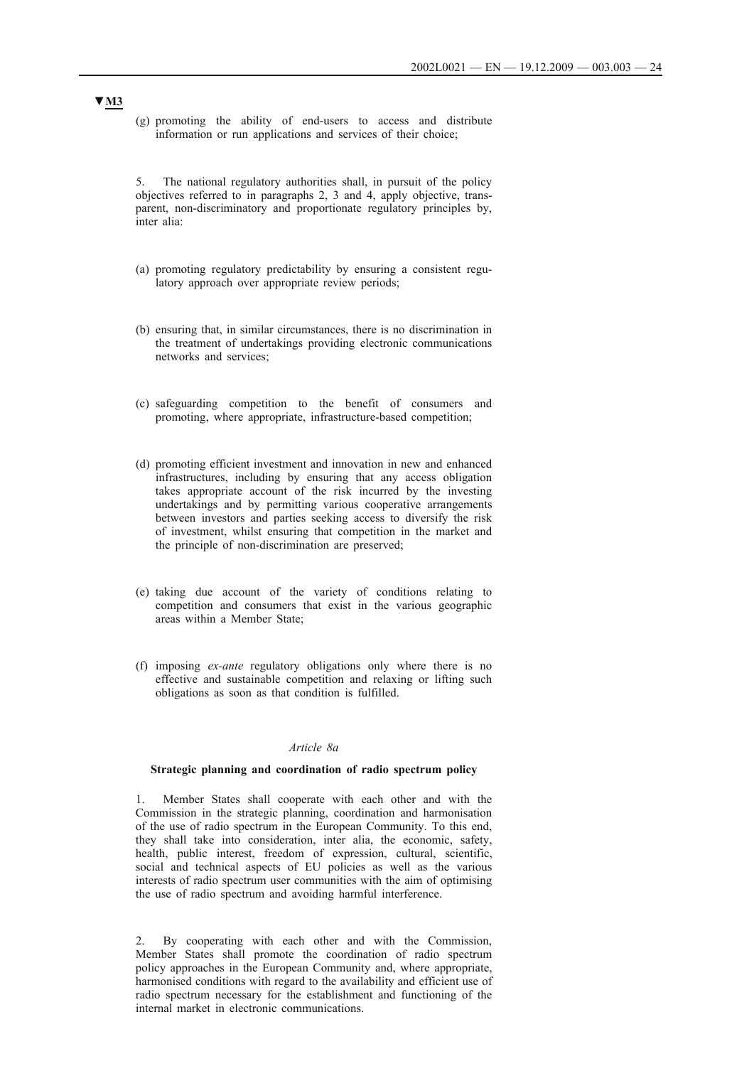▼M3

(g) promoting the ability of end-users to access and distribute information or run applications and services of their choice;

5. The national regulatory authorities shall, in pursuit of the policy objectives referred to in paragraphs 2, 3 and 4, apply objective, transparent, non-discriminatory and proportionate regulatory principles by, inter alia:

(a) promoting regulatory predictability by ensuring a consistent regulatory approach over appropriate review periods;

(b) ensuring that, in similar circumstances, there is no discrimination in the treatment of undertakings providing electronic communications networks and services;

(c) safeguarding competition to the benefit of consumers and promoting, where appropriate, infrastructure-based competition;

(d) promoting efficient investment and innovation in new and enhanced infrastructures, including by ensuring that any access obligation takes appropriate account of the risk incurred by the investing undertakings and by permitting various cooperative arrangements between investors and parties seeking access to diversify the risk of investment, whilst ensuring that competition in the market and the principle of non-discrimination are preserved;

(e) taking due account of the variety of conditions relating to competition and consumers that exist in the various geographic areas within a Member State;

(f) imposing *ex-ante* regulatory obligations only where there is no effective and sustainable competition and relaxing or lifting such obligations as soon as that condition is fulfilled.

*Article 8a*

**Strategic planning and coordination of radio spectrum policy**

1. Member States shall cooperate with each other and with the Commission in the strategic planning, coordination and harmonisation of the use of radio spectrum in the European Community. To this end, they shall take into consideration, inter alia, the economic, safety, health, public interest, freedom of expression, cultural, scientific, social and technical aspects of EU policies as well as the various interests of radio spectrum user communities with the aim of optimising the use of radio spectrum and avoiding harmful interference.

2. By cooperating with each other and with the Commission, Member States shall promote the coordination of radio spectrum policy approaches in the European Community and, where appropriate, harmonised conditions with regard to the availability and efficient use of radio spectrum necessary for the establishment and functioning of the internal market in electronic communications.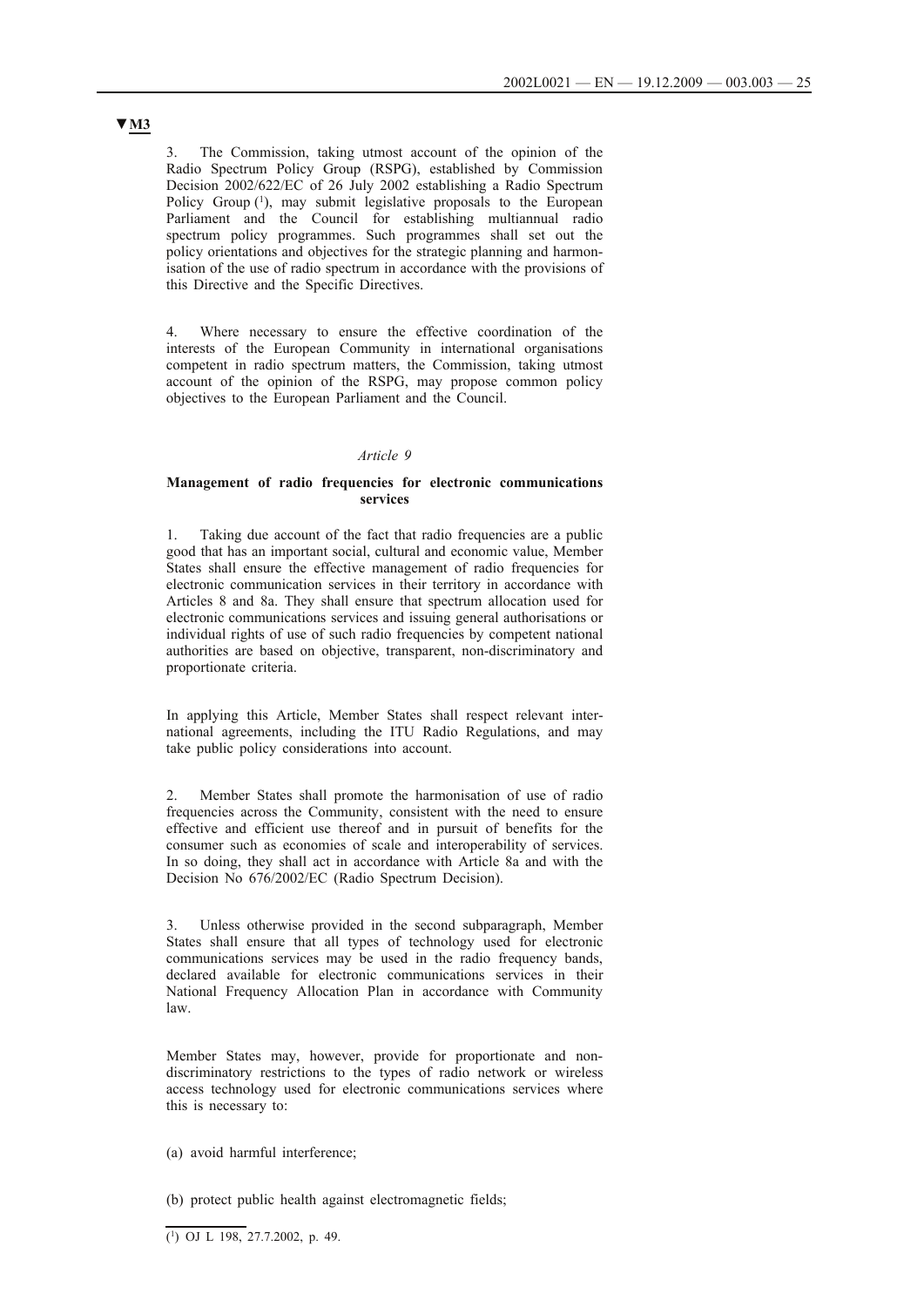▼**M3**

3. The Commission, taking utmost account of the opinion of the Radio Spectrum Policy Group (RSPG), established by Commission Decision 2002/622/EC of 26 July 2002 establishing a Radio Spectrum Policy Group [1], may submit legislative proposals to the European Parliament and the Council for establishing multiannual radio spectrum policy programmes. Such programmes shall set out the policy orientations and objectives for the strategic planning and harmonisation of the use of radio spectrum in accordance with the provisions of this Directive and the Specific Directives.

4. Where necessary to ensure the effective coordination of the interests of the European Community in international organisations competent in radio spectrum matters, the Commission, taking utmost account of the opinion of the RSPG, may propose common policy objectives to the European Parliament and the Council.

*Article 9*

**Management of radio frequencies for electronic communications services**

1. Taking due account of the fact that radio frequencies are a public good that has an important social, cultural and economic value, Member States shall ensure the effective management of radio frequencies for electronic communication services in their territory in accordance with Articles 8 and 8a. They shall ensure that spectrum allocation used for electronic communications services and issuing general authorisations or individual rights of use of such radio frequencies by competent national authorities are based on objective, transparent, non-discriminatory and proportionate criteria.

In applying this Article, Member States shall respect relevant international agreements, including the ITU Radio Regulations, and may take public policy considerations into account.

2. Member States shall promote the harmonisation of use of radio frequencies across the Community, consistent with the need to ensure effective and efficient use thereof and in pursuit of benefits for the consumer such as economies of scale and interoperability of services. In so doing, they shall act in accordance with Article 8a and with the Decision No 676/2002/EC (Radio Spectrum Decision).

3. Unless otherwise provided in the second subparagraph, Member States shall ensure that all types of technology used for electronic communications services may be used in the radio frequency bands, declared available for electronic communications services in their National Frequency Allocation Plan in accordance with Community law.

Member States may, however, provide for proportionate and non-discriminatory restrictions to the types of radio network or wireless access technology used for electronic communications services where this is necessary to:

(a) avoid harmful interference;

(b) protect public health against electromagnetic fields;

---

[1] OJ L 198, 27.7.2002, p. 49.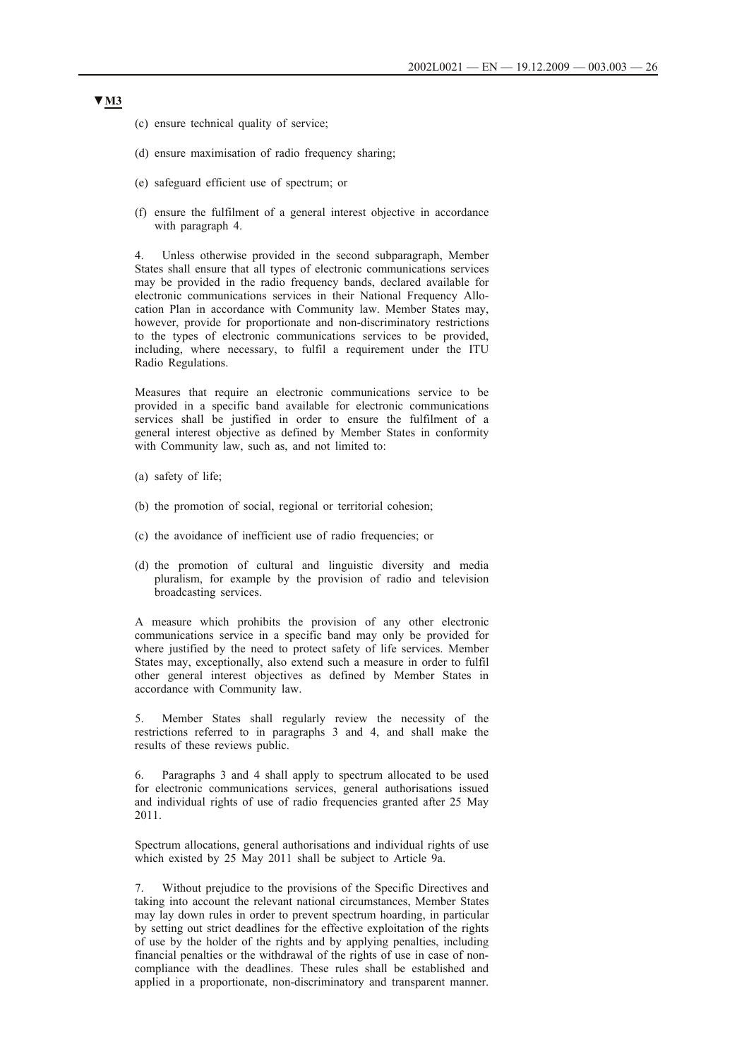▼M3

(c) ensure technical quality of service;

(d) ensure maximisation of radio frequency sharing;

(e) safeguard efficient use of spectrum; or

(f) ensure the fulfilment of a general interest objective in accordance with paragraph 4.

4. Unless otherwise provided in the second subparagraph, Member States shall ensure that all types of electronic communications services may be provided in the radio frequency bands, declared available for electronic communications services in their National Frequency Allocation Plan in accordance with Community law. Member States may, however, provide for proportionate and non-discriminatory restrictions to the types of electronic communications services to be provided, including, where necessary, to fulfil a requirement under the ITU Radio Regulations.

Measures that require an electronic communications service to be provided in a specific band available for electronic communications services shall be justified in order to ensure the fulfilment of a general interest objective as defined by Member States in conformity with Community law, such as, and not limited to:

(a) safety of life;

(b) the promotion of social, regional or territorial cohesion;

(c) the avoidance of inefficient use of radio frequencies; or

(d) the promotion of cultural and linguistic diversity and media pluralism, for example by the provision of radio and television broadcasting services.

A measure which prohibits the provision of any other electronic communications service in a specific band may only be provided for where justified by the need to protect safety of life services. Member States may, exceptionally, also extend such a measure in order to fulfil other general interest objectives as defined by Member States in accordance with Community law.

5. Member States shall regularly review the necessity of the restrictions referred to in paragraphs 3 and 4, and shall make the results of these reviews public.

6. Paragraphs 3 and 4 shall apply to spectrum allocated to be used for electronic communications services, general authorisations issued and individual rights of use of radio frequencies granted after 25 May 2011.

Spectrum allocations, general authorisations and individual rights of use which existed by 25 May 2011 shall be subject to Article 9a.

7. Without prejudice to the provisions of the Specific Directives and taking into account the relevant national circumstances, Member States may lay down rules in order to prevent spectrum hoarding, in particular by setting out strict deadlines for the effective exploitation of the rights of use by the holder of the rights and by applying penalties, including financial penalties or the withdrawal of the rights of use in case of non-compliance with the deadlines. These rules shall be established and applied in a proportionate, non-discriminatory and transparent manner.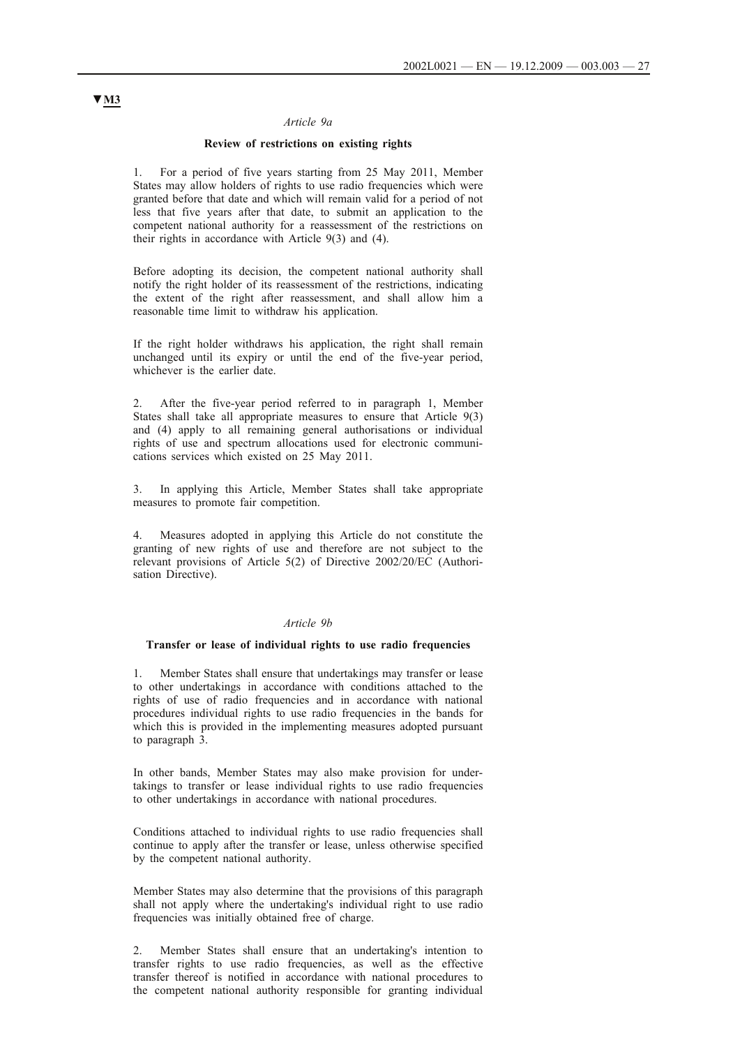▼M3

*Article 9a*

**Review of restrictions on existing rights**

1. For a period of five years starting from 25 May 2011, Member States may allow holders of rights to use radio frequencies which were granted before that date and which will remain valid for a period of not less that five years after that date, to submit an application to the competent national authority for a reassessment of the restrictions on their rights in accordance with Article 9(3) and (4).

Before adopting its decision, the competent national authority shall notify the right holder of its reassessment of the restrictions, indicating the extent of the right after reassessment, and shall allow him a reasonable time limit to withdraw his application.

If the right holder withdraws his application, the right shall remain unchanged until its expiry or until the end of the five-year period, whichever is the earlier date.

2. After the five-year period referred to in paragraph 1, Member States shall take all appropriate measures to ensure that Article 9(3) and (4) apply to all remaining general authorisations or individual rights of use and spectrum allocations used for electronic communications services which existed on 25 May 2011.

3. In applying this Article, Member States shall take appropriate measures to promote fair competition.

4. Measures adopted in applying this Article do not constitute the granting of new rights of use and therefore are not subject to the relevant provisions of Article 5(2) of Directive 2002/20/EC (Authorisation Directive).

*Article 9b*

**Transfer or lease of individual rights to use radio frequencies**

1. Member States shall ensure that undertakings may transfer or lease to other undertakings in accordance with conditions attached to the rights of use of radio frequencies and in accordance with national procedures individual rights to use radio frequencies in the bands for which this is provided in the implementing measures adopted pursuant to paragraph 3.

In other bands, Member States may also make provision for undertakings to transfer or lease individual rights to use radio frequencies to other undertakings in accordance with national procedures.

Conditions attached to individual rights to use radio frequencies shall continue to apply after the transfer or lease, unless otherwise specified by the competent national authority.

Member States may also determine that the provisions of this paragraph shall not apply where the undertaking's individual right to use radio frequencies was initially obtained free of charge.

2. Member States shall ensure that an undertaking's intention to transfer rights to use radio frequencies, as well as the effective transfer thereof is notified in accordance with national procedures to the competent national authority responsible for granting individual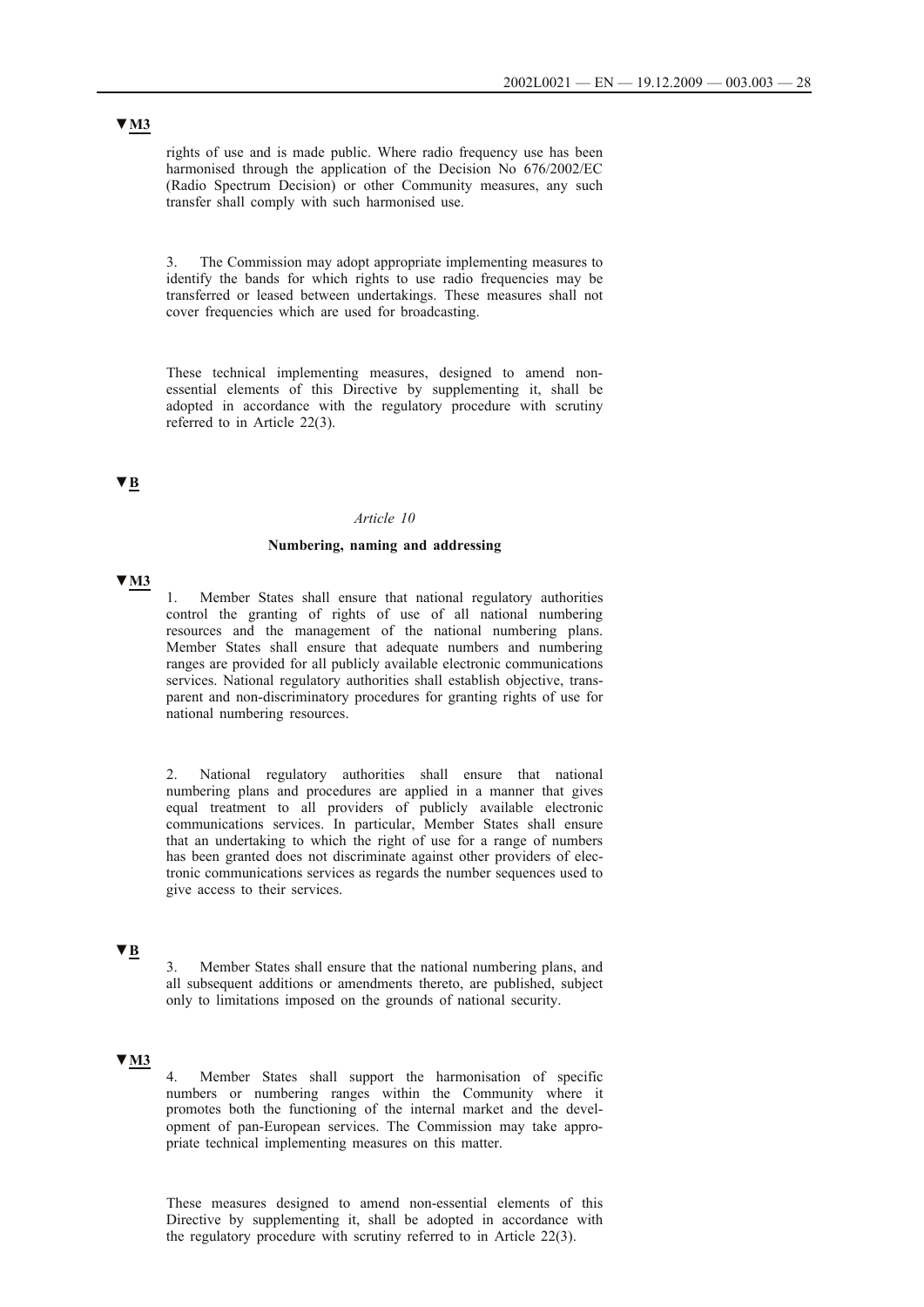▼M3

rights of use and is made public. Where radio frequency use has been harmonised through the application of the Decision No 676/2002/EC (Radio Spectrum Decision) or other Community measures, any such transfer shall comply with such harmonised use.

3. The Commission may adopt appropriate implementing measures to identify the bands for which rights to use radio frequencies may be transferred or leased between undertakings. These measures shall not cover frequencies which are used for broadcasting.

These technical implementing measures, designed to amend non-essential elements of this Directive by supplementing it, shall be adopted in accordance with the regulatory procedure with scrutiny referred to in Article 22(3).

▼B

*Article 10*

**Numbering, naming and addressing**

▼M3

1. Member States shall ensure that national regulatory authorities control the granting of rights of use of all national numbering resources and the management of the national numbering plans. Member States shall ensure that adequate numbers and numbering ranges are provided for all publicly available electronic communications services. National regulatory authorities shall establish objective, transparent and non-discriminatory procedures for granting rights of use for national numbering resources.

2. National regulatory authorities shall ensure that national numbering plans and procedures are applied in a manner that gives equal treatment to all providers of publicly available electronic communications services. In particular, Member States shall ensure that an undertaking to which the right of use for a range of numbers has been granted does not discriminate against other providers of electronic communications services as regards the number sequences used to give access to their services.

▼B

3. Member States shall ensure that the national numbering plans, and all subsequent additions or amendments thereto, are published, subject only to limitations imposed on the grounds of national security.

▼M3

4. Member States shall support the harmonisation of specific numbers or numbering ranges within the Community where it promotes both the functioning of the internal market and the development of pan-European services. The Commission may take appropriate technical implementing measures on this matter.

These measures designed to amend non-essential elements of this Directive by supplementing it, shall be adopted in accordance with the regulatory procedure with scrutiny referred to in Article 22(3).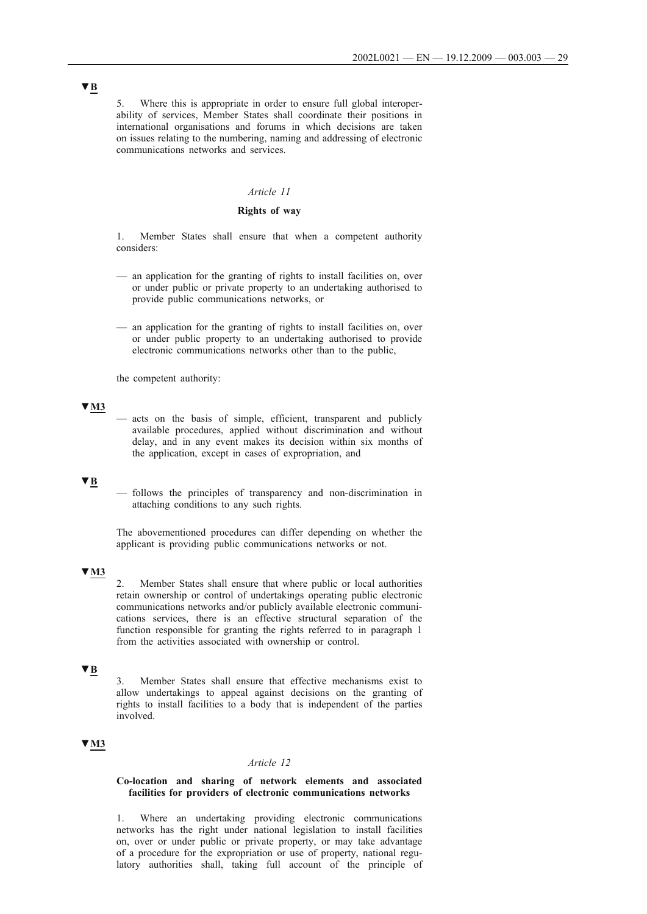▼B

5. Where this is appropriate in order to ensure full global interoperability of services, Member States shall coordinate their positions in international organisations and forums in which decisions are taken on issues relating to the numbering, naming and addressing of electronic communications networks and services.

*Article 11*

**Rights of way**

1. Member States shall ensure that when a competent authority considers:

— an application for the granting of rights to install facilities on, over or under public or private property to an undertaking authorised to provide public communications networks, or

— an application for the granting of rights to install facilities on, over or under public property to an undertaking authorised to provide electronic communications networks other than to the public,

the competent authority:

▼M3

— acts on the basis of simple, efficient, transparent and publicly available procedures, applied without discrimination and without delay, and in any event makes its decision within six months of the application, except in cases of expropriation, and

▼B

— follows the principles of transparency and non-discrimination in attaching conditions to any such rights.

The abovementioned procedures can differ depending on whether the applicant is providing public communications networks or not.

▼M3

2. Member States shall ensure that where public or local authorities retain ownership or control of undertakings operating public electronic communications networks and/or publicly available electronic communications services, there is an effective structural separation of the function responsible for granting the rights referred to in paragraph 1 from the activities associated with ownership or control.

▼B

3. Member States shall ensure that effective mechanisms exist to allow undertakings to appeal against decisions on the granting of rights to install facilities to a body that is independent of the parties involved.

▼M3

*Article 12*

**Co-location and sharing of network elements and associated facilities for providers of electronic communications networks**

1. Where an undertaking providing electronic communications networks has the right under national legislation to install facilities on, over or under public or private property, or may take advantage of a procedure for the expropriation or use of property, national regulatory authorities shall, taking full account of the principle of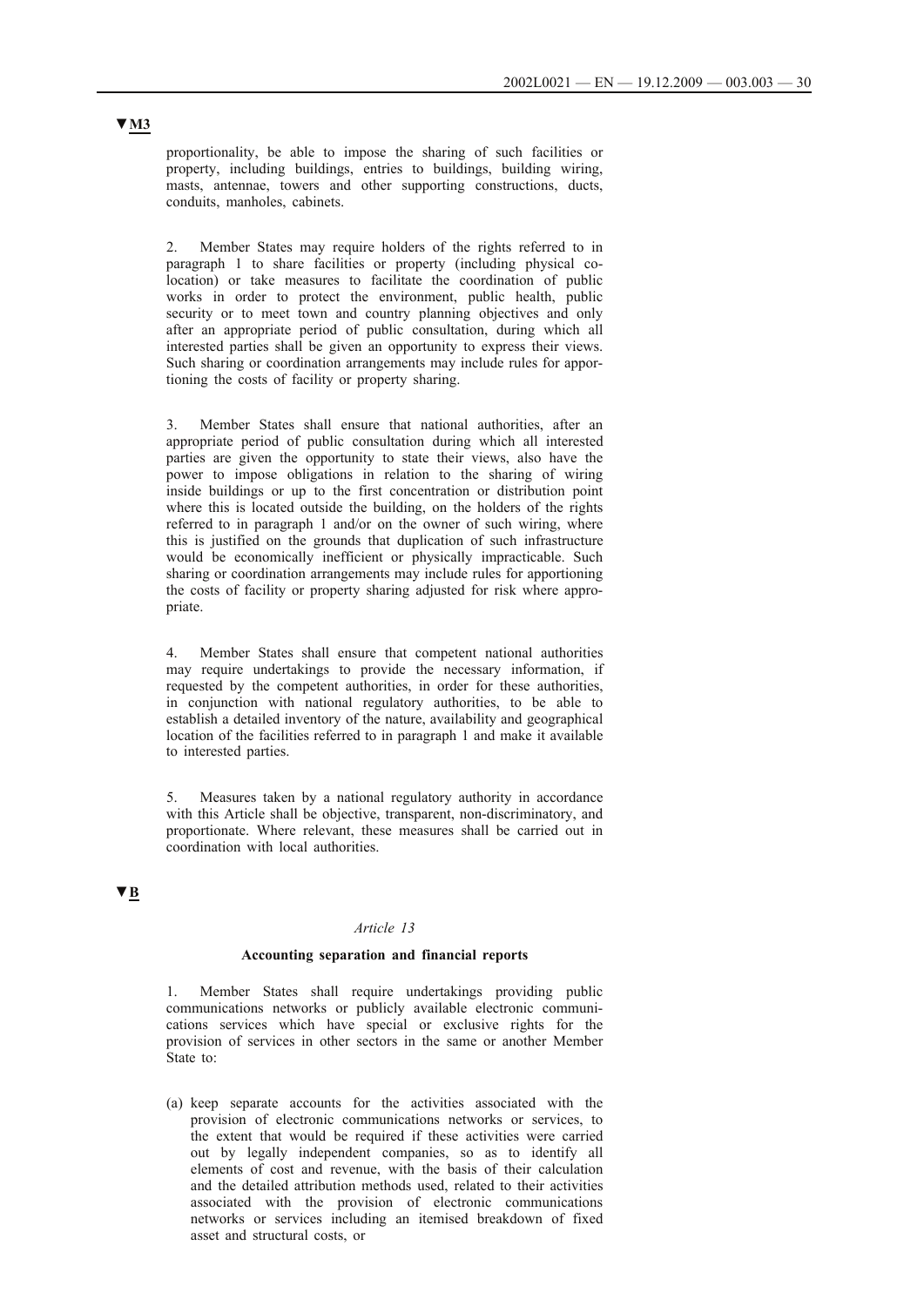▼**M3**

proportionality, be able to impose the sharing of such facilities or property, including buildings, entries to buildings, building wiring, masts, antennae, towers and other supporting constructions, ducts, conduits, manholes, cabinets.

2. Member States may require holders of the rights referred to in paragraph 1 to share facilities or property (including physical co-location) or take measures to facilitate the coordination of public works in order to protect the environment, public health, public security or to meet town and country planning objectives and only after an appropriate period of public consultation, during which all interested parties shall be given an opportunity to express their views. Such sharing or coordination arrangements may include rules for apportioning the costs of facility or property sharing.

3. Member States shall ensure that national authorities, after an appropriate period of public consultation during which all interested parties are given the opportunity to state their views, also have the power to impose obligations in relation to the sharing of wiring inside buildings or up to the first concentration or distribution point where this is located outside the building, on the holders of the rights referred to in paragraph 1 and/or on the owner of such wiring, where this is justified on the grounds that duplication of such infrastructure would be economically inefficient or physically impracticable. Such sharing or coordination arrangements may include rules for apportioning the costs of facility or property sharing adjusted for risk where appropriate.

4. Member States shall ensure that competent national authorities may require undertakings to provide the necessary information, if requested by the competent authorities, in order for these authorities, in conjunction with national regulatory authorities, to be able to establish a detailed inventory of the nature, availability and geographical location of the facilities referred to in paragraph 1 and make it available to interested parties.

5. Measures taken by a national regulatory authority in accordance with this Article shall be objective, transparent, non-discriminatory, and proportionate. Where relevant, these measures shall be carried out in coordination with local authorities.

▼**B**

*Article 13*

**Accounting separation and financial reports**

1. Member States shall require undertakings providing public communications networks or publicly available electronic communications services which have special or exclusive rights for the provision of services in other sectors in the same or another Member State to:

(a) keep separate accounts for the activities associated with the provision of electronic communications networks or services, to the extent that would be required if these activities were carried out by legally independent companies, so as to identify all elements of cost and revenue, with the basis of their calculation and the detailed attribution methods used, related to their activities associated with the provision of electronic communications networks or services including an itemised breakdown of fixed asset and structural costs, or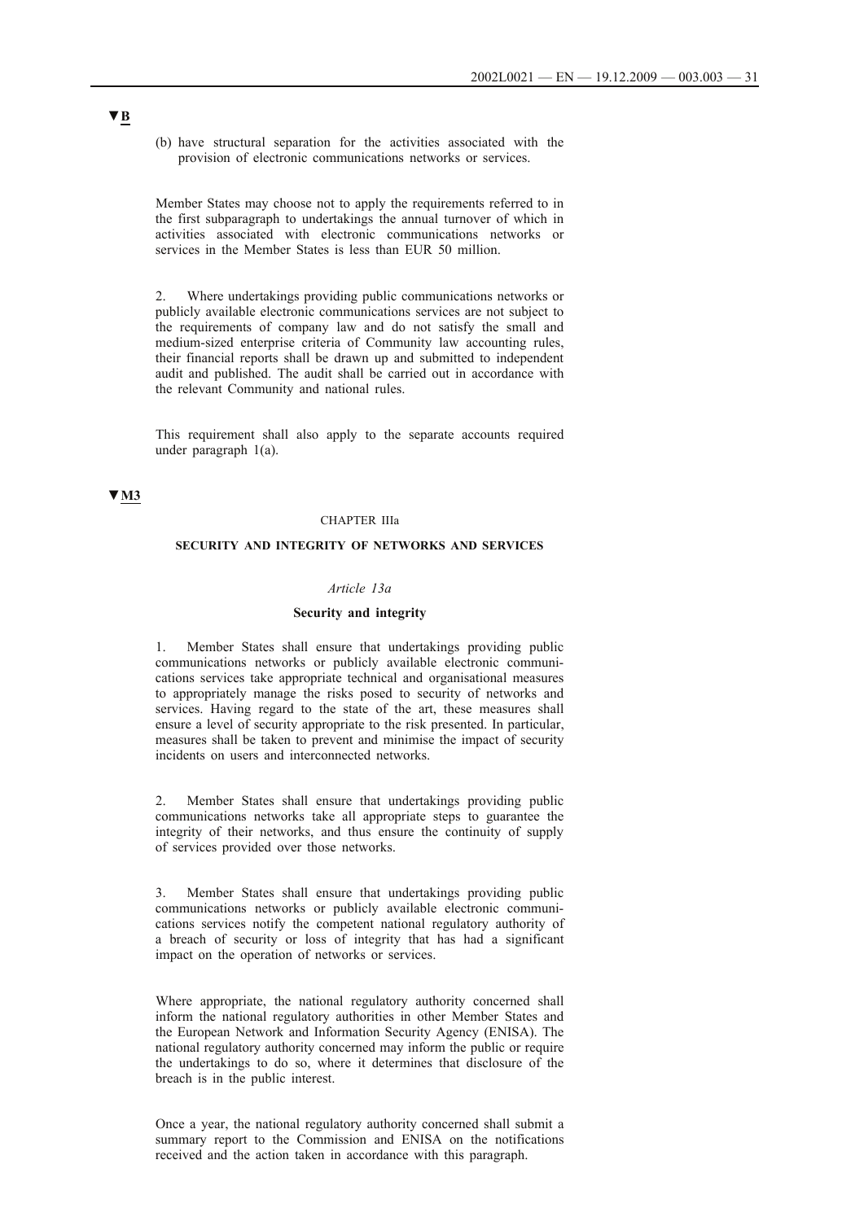▼B

(b) have structural separation for the activities associated with the provision of electronic communications networks or services.

Member States may choose not to apply the requirements referred to in the first subparagraph to undertakings the annual turnover of which in activities associated with electronic communications networks or services in the Member States is less than EUR 50 million.

2. Where undertakings providing public communications networks or publicly available electronic communications services are not subject to the requirements of company law and do not satisfy the small and medium-sized enterprise criteria of Community law accounting rules, their financial reports shall be drawn up and submitted to independent audit and published. The audit shall be carried out in accordance with the relevant Community and national rules.

This requirement shall also apply to the separate accounts required under paragraph 1(a).

▼M3

CHAPTER IIIa

**SECURITY AND INTEGRITY OF NETWORKS AND SERVICES**

*Article 13a*

**Security and integrity**

1. Member States shall ensure that undertakings providing public communications networks or publicly available electronic communications services take appropriate technical and organisational measures to appropriately manage the risks posed to security of networks and services. Having regard to the state of the art, these measures shall ensure a level of security appropriate to the risk presented. In particular, measures shall be taken to prevent and minimise the impact of security incidents on users and interconnected networks.

2. Member States shall ensure that undertakings providing public communications networks take all appropriate steps to guarantee the integrity of their networks, and thus ensure the continuity of supply of services provided over those networks.

3. Member States shall ensure that undertakings providing public communications networks or publicly available electronic communications services notify the competent national regulatory authority of a breach of security or loss of integrity that has had a significant impact on the operation of networks or services.

Where appropriate, the national regulatory authority concerned shall inform the national regulatory authorities in other Member States and the European Network and Information Security Agency (ENISA). The national regulatory authority concerned may inform the public or require the undertakings to do so, where it determines that disclosure of the breach is in the public interest.

Once a year, the national regulatory authority concerned shall submit a summary report to the Commission and ENISA on the notifications received and the action taken in accordance with this paragraph.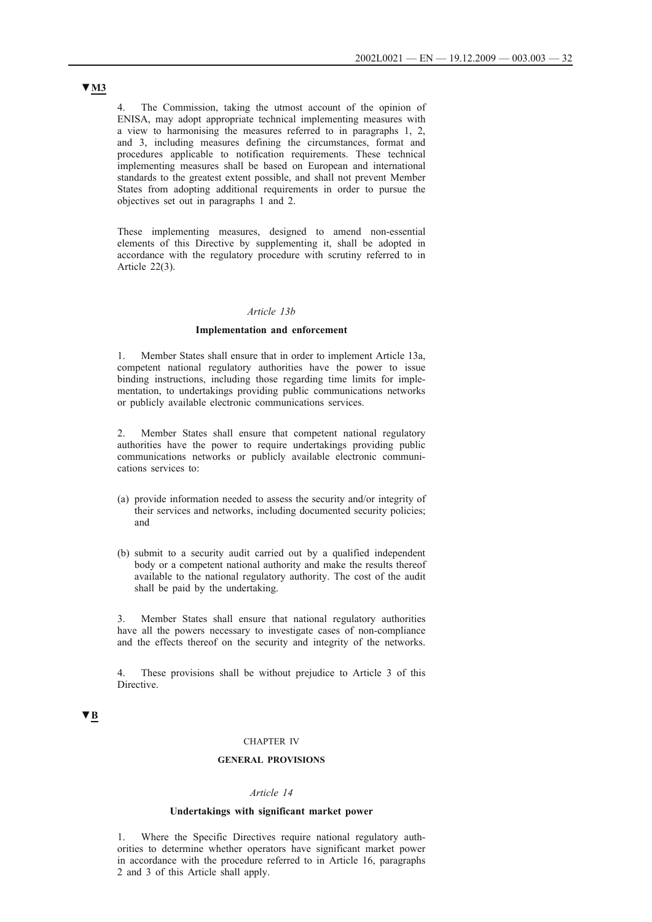▼M3

4. The Commission, taking the utmost account of the opinion of ENISA, may adopt appropriate technical implementing measures with a view to harmonising the measures referred to in paragraphs 1, 2, and 3, including measures defining the circumstances, format and procedures applicable to notification requirements. These technical implementing measures shall be based on European and international standards to the greatest extent possible, and shall not prevent Member States from adopting additional requirements in order to pursue the objectives set out in paragraphs 1 and 2.

These implementing measures, designed to amend non-essential elements of this Directive by supplementing it, shall be adopted in accordance with the regulatory procedure with scrutiny referred to in Article 22(3).

*Article 13b*

**Implementation and enforcement**

1. Member States shall ensure that in order to implement Article 13a, competent national regulatory authorities have the power to issue binding instructions, including those regarding time limits for implementation, to undertakings providing public communications networks or publicly available electronic communications services.

2. Member States shall ensure that competent national regulatory authorities have the power to require undertakings providing public communications networks or publicly available electronic communications services to:

(a) provide information needed to assess the security and/or integrity of their services and networks, including documented security policies; and

(b) submit to a security audit carried out by a qualified independent body or a competent national authority and make the results thereof available to the national regulatory authority. The cost of the audit shall be paid by the undertaking.

3. Member States shall ensure that national regulatory authorities have all the powers necessary to investigate cases of non-compliance and the effects thereof on the security and integrity of the networks.

4. These provisions shall be without prejudice to Article 3 of this Directive.

▼B

CHAPTER IV

**GENERAL PROVISIONS**

*Article 14*

**Undertakings with significant market power**

1. Where the Specific Directives require national regulatory authorities to determine whether operators have significant market power in accordance with the procedure referred to in Article 16, paragraphs 2 and 3 of this Article shall apply.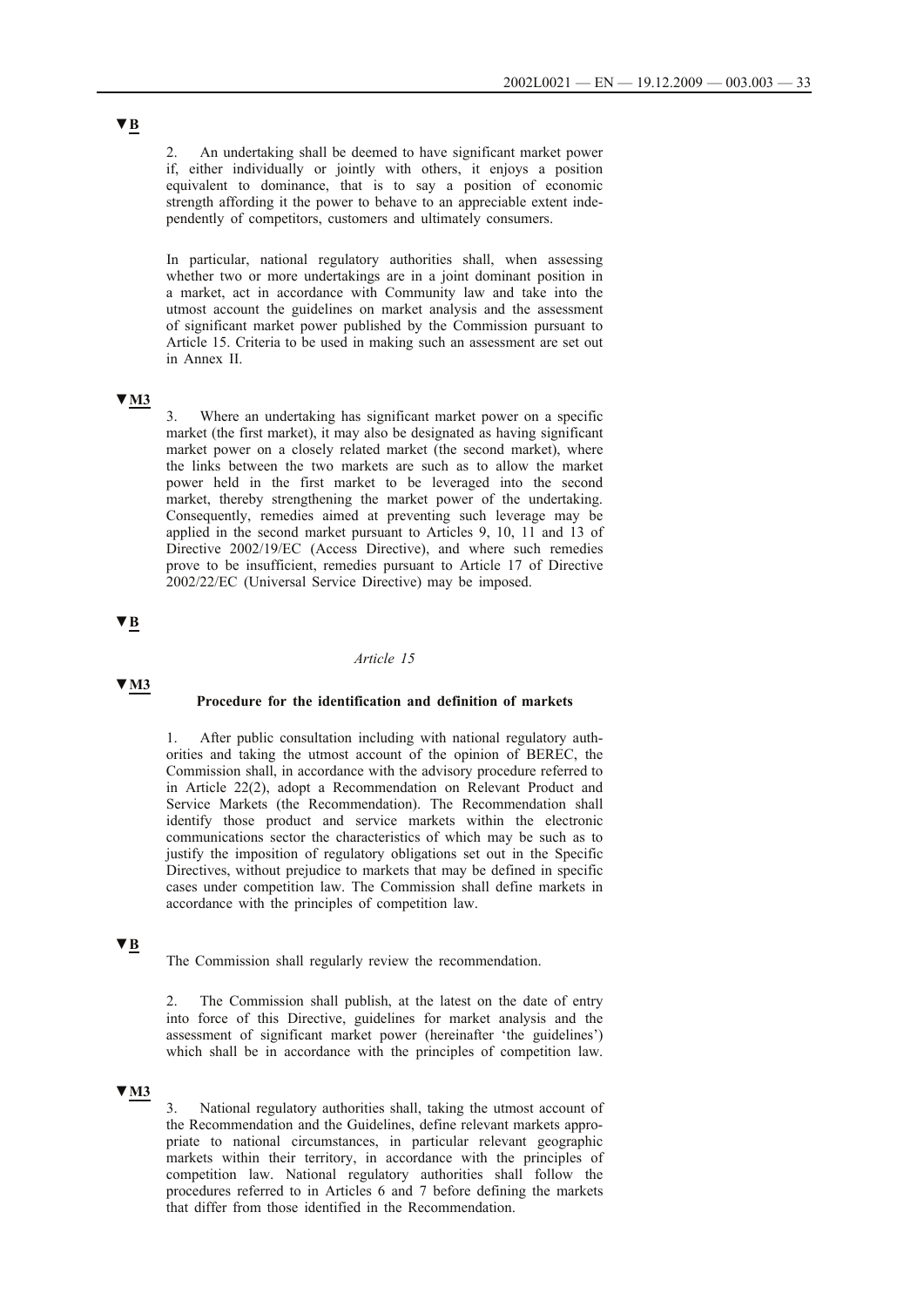▼B

2. An undertaking shall be deemed to have significant market power if, either individually or jointly with others, it enjoys a position equivalent to dominance, that is to say a position of economic strength affording it the power to behave to an appreciable extent independently of competitors, customers and ultimately consumers.

In particular, national regulatory authorities shall, when assessing whether two or more undertakings are in a joint dominant position in a market, act in accordance with Community law and take into the utmost account the guidelines on market analysis and the assessment of significant market power published by the Commission pursuant to Article 15. Criteria to be used in making such an assessment are set out in Annex II.

▼M3

3. Where an undertaking has significant market power on a specific market (the first market), it may also be designated as having significant market power on a closely related market (the second market), where the links between the two markets are such as to allow the market power held in the first market to be leveraged into the second market, thereby strengthening the market power of the undertaking. Consequently, remedies aimed at preventing such leverage may be applied in the second market pursuant to Articles 9, 10, 11 and 13 of Directive 2002/19/EC (Access Directive), and where such remedies prove to be insufficient, remedies pursuant to Article 17 of Directive 2002/22/EC (Universal Service Directive) may be imposed.

▼B

*Article 15*

▼M3

**Procedure for the identification and definition of markets**

1. After public consultation including with national regulatory authorities and taking the utmost account of the opinion of BEREC, the Commission shall, in accordance with the advisory procedure referred to in Article 22(2), adopt a Recommendation on Relevant Product and Service Markets (the Recommendation). The Recommendation shall identify those product and service markets within the electronic communications sector the characteristics of which may be such as to justify the imposition of regulatory obligations set out in the Specific Directives, without prejudice to markets that may be defined in specific cases under competition law. The Commission shall define markets in accordance with the principles of competition law.

▼B

The Commission shall regularly review the recommendation.

2. The Commission shall publish, at the latest on the date of entry into force of this Directive, guidelines for market analysis and the assessment of significant market power (hereinafter 'the guidelines') which shall be in accordance with the principles of competition law.

▼M3

3. National regulatory authorities shall, taking the utmost account of the Recommendation and the Guidelines, define relevant markets appropriate to national circumstances, in particular relevant geographic markets within their territory, in accordance with the principles of competition law. National regulatory authorities shall follow the procedures referred to in Articles 6 and 7 before defining the markets that differ from those identified in the Recommendation.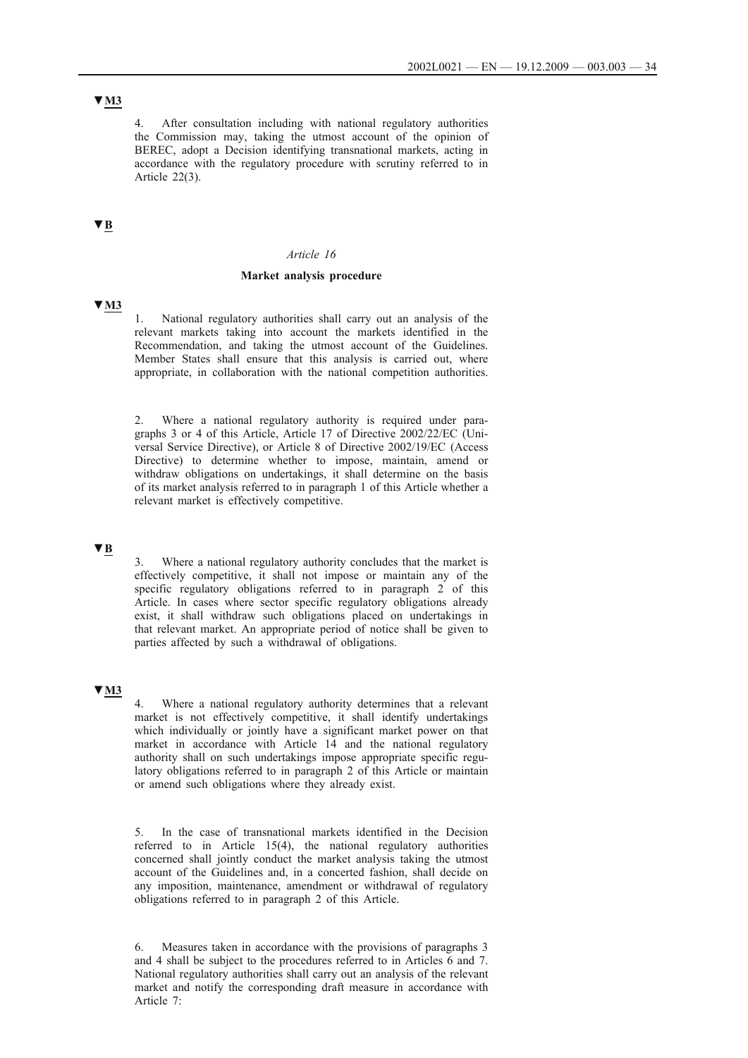▼M3

4. After consultation including with national regulatory authorities the Commission may, taking the utmost account of the opinion of BEREC, adopt a Decision identifying transnational markets, acting in accordance with the regulatory procedure with scrutiny referred to in Article 22(3).

▼B

*Article 16*

**Market analysis procedure**

▼M3

1. National regulatory authorities shall carry out an analysis of the relevant markets taking into account the markets identified in the Recommendation, and taking the utmost account of the Guidelines. Member States shall ensure that this analysis is carried out, where appropriate, in collaboration with the national competition authorities.

2. Where a national regulatory authority is required under paragraphs 3 or 4 of this Article, Article 17 of Directive 2002/22/EC (Universal Service Directive), or Article 8 of Directive 2002/19/EC (Access Directive) to determine whether to impose, maintain, amend or withdraw obligations on undertakings, it shall determine on the basis of its market analysis referred to in paragraph 1 of this Article whether a relevant market is effectively competitive.

▼B

3. Where a national regulatory authority concludes that the market is effectively competitive, it shall not impose or maintain any of the specific regulatory obligations referred to in paragraph 2 of this Article. In cases where sector specific regulatory obligations already exist, it shall withdraw such obligations placed on undertakings in that relevant market. An appropriate period of notice shall be given to parties affected by such a withdrawal of obligations.

▼M3

4. Where a national regulatory authority determines that a relevant market is not effectively competitive, it shall identify undertakings which individually or jointly have a significant market power on that market in accordance with Article 14 and the national regulatory authority shall on such undertakings impose appropriate specific regulatory obligations referred to in paragraph 2 of this Article or maintain or amend such obligations where they already exist.

5. In the case of transnational markets identified in the Decision referred to in Article 15(4), the national regulatory authorities concerned shall jointly conduct the market analysis taking the utmost account of the Guidelines and, in a concerted fashion, shall decide on any imposition, maintenance, amendment or withdrawal of regulatory obligations referred to in paragraph 2 of this Article.

6. Measures taken in accordance with the provisions of paragraphs 3 and 4 shall be subject to the procedures referred to in Articles 6 and 7. National regulatory authorities shall carry out an analysis of the relevant market and notify the corresponding draft measure in accordance with Article 7: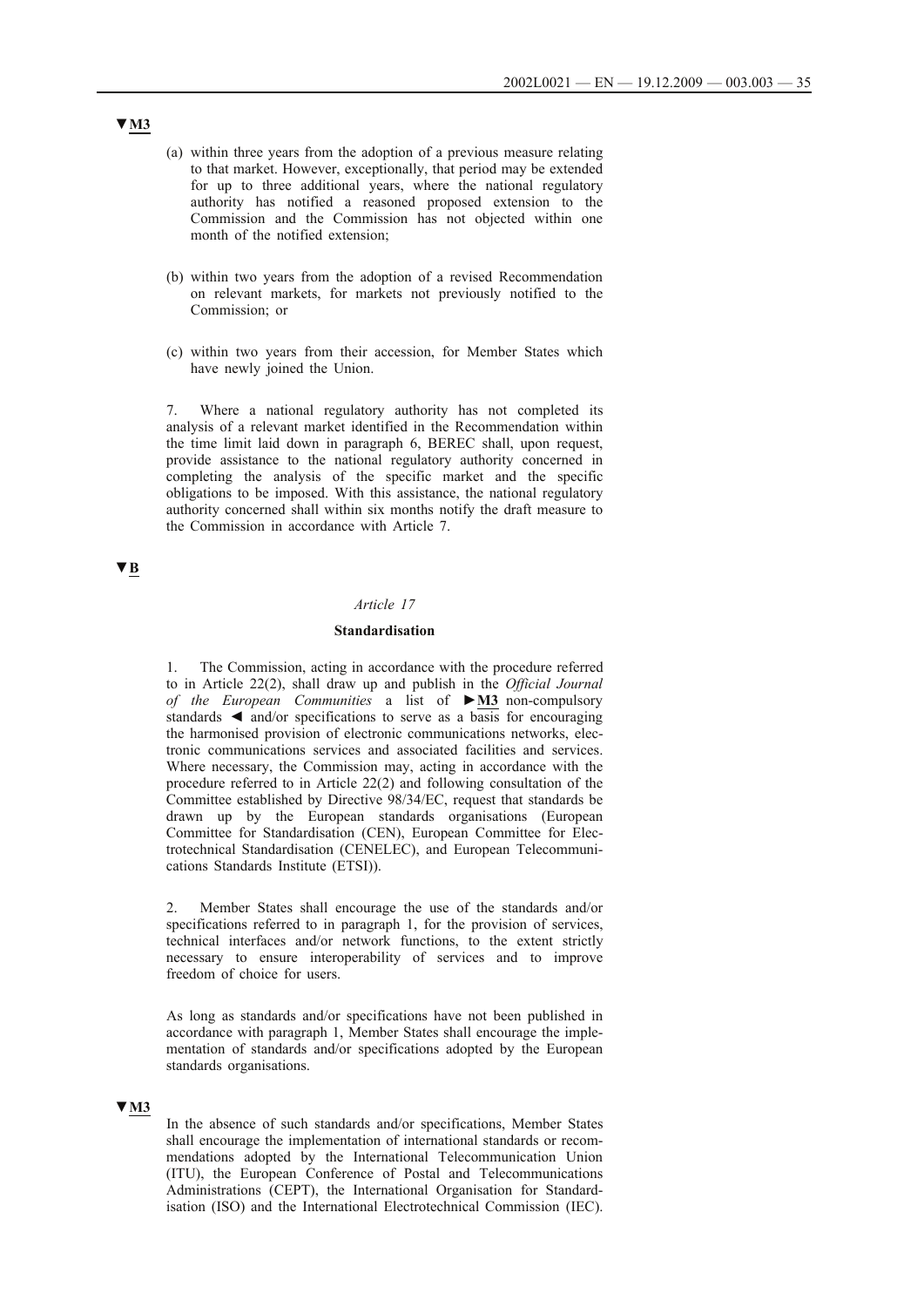▼M3

(a) within three years from the adoption of a previous measure relating to that market. However, exceptionally, that period may be extended for up to three additional years, where the national regulatory authority has notified a reasoned proposed extension to the Commission and the Commission has not objected within one month of the notified extension;

(b) within two years from the adoption of a revised Recommendation on relevant markets, for markets not previously notified to the Commission; or

(c) within two years from their accession, for Member States which have newly joined the Union.

7. Where a national regulatory authority has not completed its analysis of a relevant market identified in the Recommendation within the time limit laid down in paragraph 6, BEREC shall, upon request, provide assistance to the national regulatory authority concerned in completing the analysis of the specific market and the specific obligations to be imposed. With this assistance, the national regulatory authority concerned shall within six months notify the draft measure to the Commission in accordance with Article 7.

▼B

*Article 17*

**Standardisation**

1. The Commission, acting in accordance with the procedure referred to in Article 22(2), shall draw up and publish in the *Official Journal of the European Communities* a list of ►M3 non-compulsory standards ◄ and/or specifications to serve as a basis for encouraging the harmonised provision of electronic communications networks, electronic communications services and associated facilities and services. Where necessary, the Commission may, acting in accordance with the procedure referred to in Article 22(2) and following consultation of the Committee established by Directive 98/34/EC, request that standards be drawn up by the European standards organisations (European Committee for Standardisation (CEN), European Committee for Electrotechnical Standardisation (CENELEC), and European Telecommunications Standards Institute (ETSI)).

2. Member States shall encourage the use of the standards and/or specifications referred to in paragraph 1, for the provision of services, technical interfaces and/or network functions, to the extent strictly necessary to ensure interoperability of services and to improve freedom of choice for users.

As long as standards and/or specifications have not been published in accordance with paragraph 1, Member States shall encourage the implementation of standards and/or specifications adopted by the European standards organisations.

▼M3

In the absence of such standards and/or specifications, Member States shall encourage the implementation of international standards or recommendations adopted by the International Telecommunication Union (ITU), the European Conference of Postal and Telecommunications Administrations (CEPT), the International Organisation for Standardisation (ISO) and the International Electrotechnical Commission (IEC).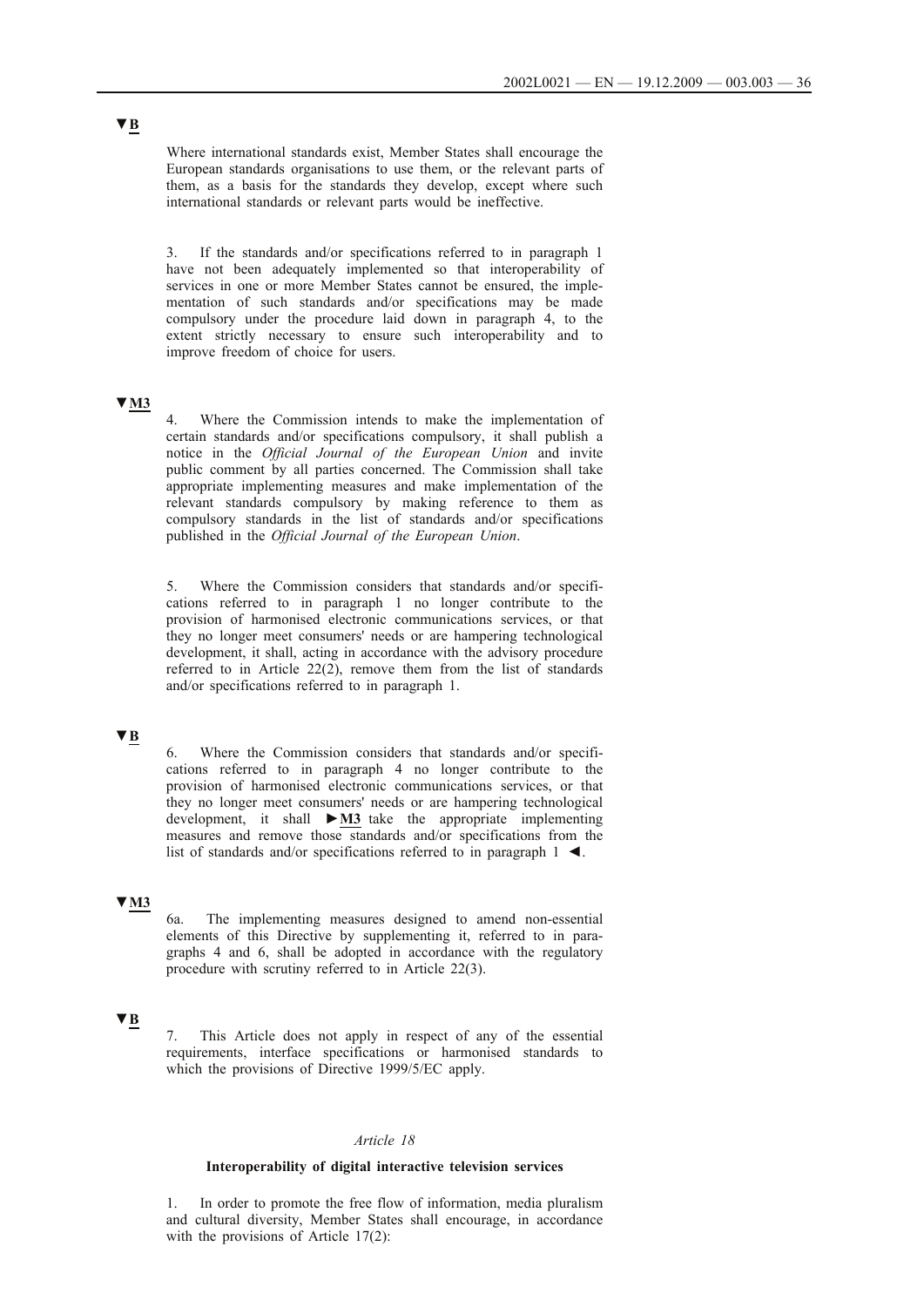▼B

Where international standards exist, Member States shall encourage the European standards organisations to use them, or the relevant parts of them, as a basis for the standards they develop, except where such international standards or relevant parts would be ineffective.

3. If the standards and/or specifications referred to in paragraph 1 have not been adequately implemented so that interoperability of services in one or more Member States cannot be ensured, the implementation of such standards and/or specifications may be made compulsory under the procedure laid down in paragraph 4, to the extent strictly necessary to ensure such interoperability and to improve freedom of choice for users.

▼M3

4. Where the Commission intends to make the implementation of certain standards and/or specifications compulsory, it shall publish a notice in the *Official Journal of the European Union* and invite public comment by all parties concerned. The Commission shall take appropriate implementing measures and make implementation of the relevant standards compulsory by making reference to them as compulsory standards in the list of standards and/or specifications published in the *Official Journal of the European Union*.

5. Where the Commission considers that standards and/or specifications referred to in paragraph 1 no longer contribute to the provision of harmonised electronic communications services, or that they no longer meet consumers' needs or are hampering technological development, it shall, acting in accordance with the advisory procedure referred to in Article 22(2), remove them from the list of standards and/or specifications referred to in paragraph 1.

▼B

6. Where the Commission considers that standards and/or specifications referred to in paragraph 4 no longer contribute to the provision of harmonised electronic communications services, or that they no longer meet consumers' needs or are hampering technological development, it shall ►M3 take the appropriate implementing measures and remove those standards and/or specifications from the list of standards and/or specifications referred to in paragraph 1 ◄.

▼M3

6a. The implementing measures designed to amend non-essential elements of this Directive by supplementing it, referred to in paragraphs 4 and 6, shall be adopted in accordance with the regulatory procedure with scrutiny referred to in Article 22(3).

▼B

7. This Article does not apply in respect of any of the essential requirements, interface specifications or harmonised standards to which the provisions of Directive 1999/5/EC apply.

*Article 18*

**Interoperability of digital interactive television services**

1. In order to promote the free flow of information, media pluralism and cultural diversity, Member States shall encourage, in accordance with the provisions of Article 17(2):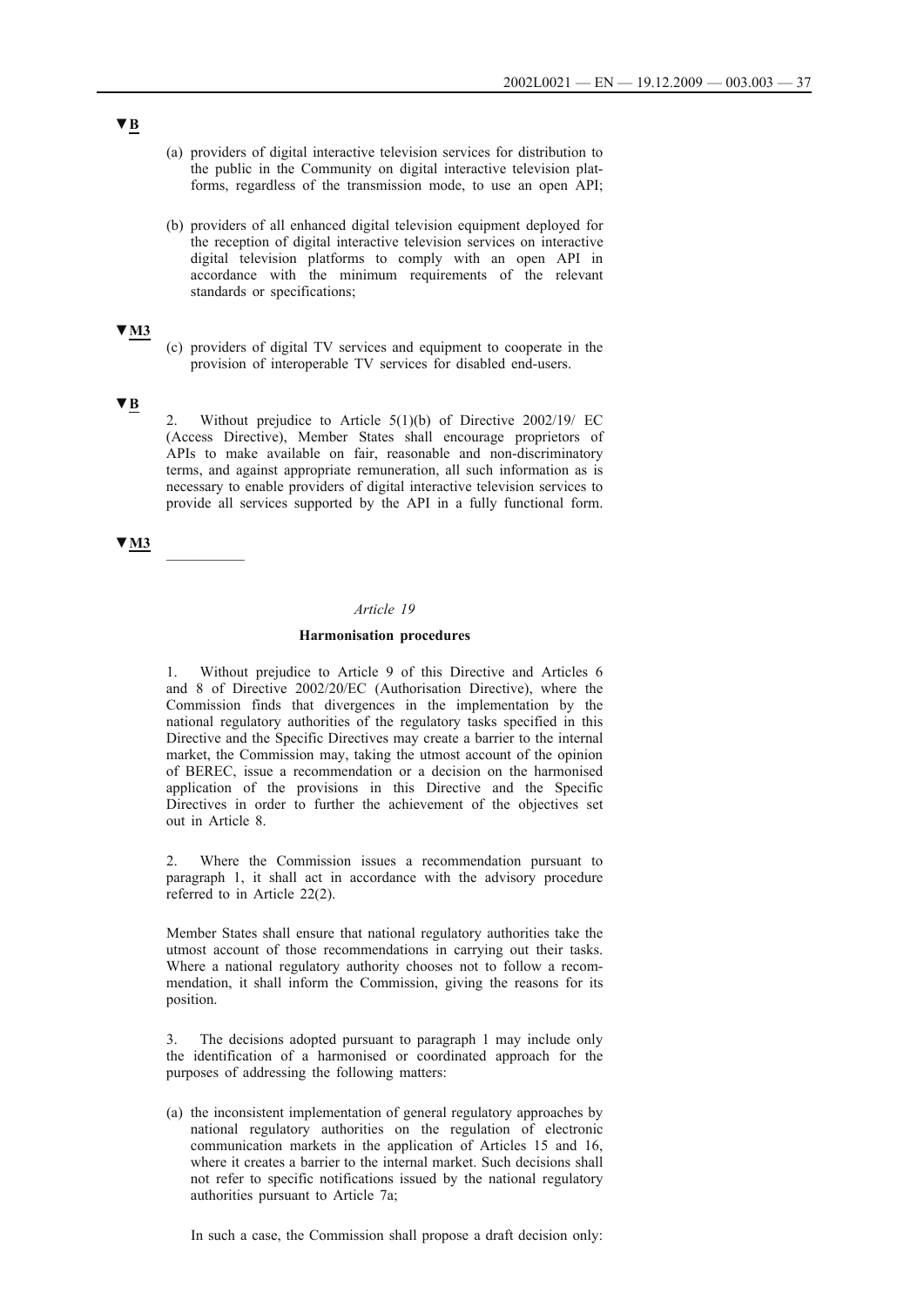▼B

(a) providers of digital interactive television services for distribution to the public in the Community on digital interactive television platforms, regardless of the transmission mode, to use an open API;

(b) providers of all enhanced digital television equipment deployed for the reception of digital interactive television services on interactive digital television platforms to comply with an open API in accordance with the minimum requirements of the relevant standards or specifications;

▼M3

(c) providers of digital TV services and equipment to cooperate in the provision of interoperable TV services for disabled end-users.

▼B

2. Without prejudice to Article 5(1)(b) of Directive 2002/19/ EC (Access Directive), Member States shall encourage proprietors of APIs to make available on fair, reasonable and non-discriminatory terms, and against appropriate remuneration, all such information as is necessary to enable providers of digital interactive television services to provide all services supported by the API in a fully functional form.

▼M3

\_\_\_\_\_\_\_\_\_\_

*Article 19*

**Harmonisation procedures**

1. Without prejudice to Article 9 of this Directive and Articles 6 and 8 of Directive 2002/20/EC (Authorisation Directive), where the Commission finds that divergences in the implementation by the national regulatory authorities of the regulatory tasks specified in this Directive and the Specific Directives may create a barrier to the internal market, the Commission may, taking the utmost account of the opinion of BEREC, issue a recommendation or a decision on the harmonised application of the provisions in this Directive and the Specific Directives in order to further the achievement of the objectives set out in Article 8.

2. Where the Commission issues a recommendation pursuant to paragraph 1, it shall act in accordance with the advisory procedure referred to in Article 22(2).

Member States shall ensure that national regulatory authorities take the utmost account of those recommendations in carrying out their tasks. Where a national regulatory authority chooses not to follow a recommendation, it shall inform the Commission, giving the reasons for its position.

3. The decisions adopted pursuant to paragraph 1 may include only the identification of a harmonised or coordinated approach for the purposes of addressing the following matters:

(a) the inconsistent implementation of general regulatory approaches by national regulatory authorities on the regulation of electronic communication markets in the application of Articles 15 and 16, where it creates a barrier to the internal market. Such decisions shall not refer to specific notifications issued by the national regulatory authorities pursuant to Article 7a;

In such a case, the Commission shall propose a draft decision only: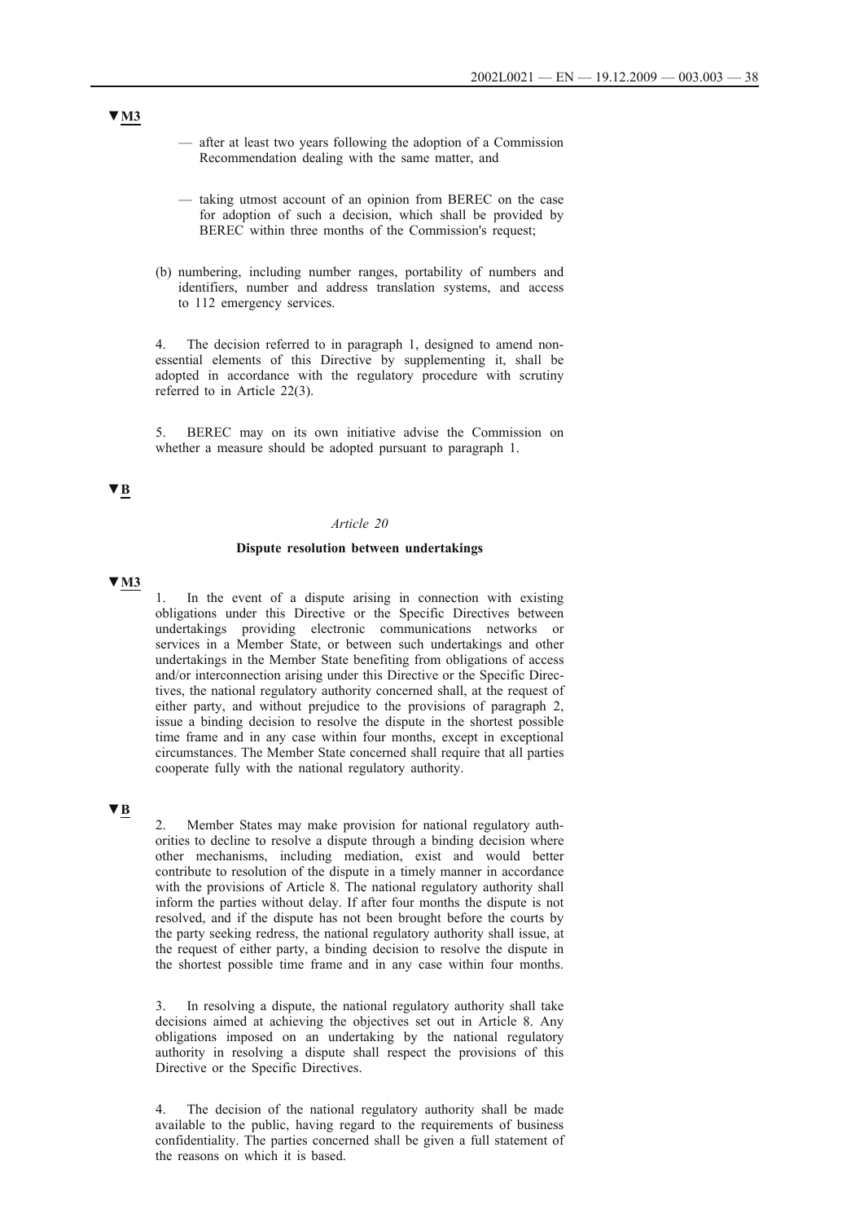▼M3

— after at least two years following the adoption of a Commission Recommendation dealing with the same matter, and

— taking utmost account of an opinion from BEREC on the case for adoption of such a decision, which shall be provided by BEREC within three months of the Commission's request;

(b) numbering, including number ranges, portability of numbers and identifiers, number and address translation systems, and access to 112 emergency services.

4. The decision referred to in paragraph 1, designed to amend non-essential elements of this Directive by supplementing it, shall be adopted in accordance with the regulatory procedure with scrutiny referred to in Article 22(3).

5. BEREC may on its own initiative advise the Commission on whether a measure should be adopted pursuant to paragraph 1.

▼B

*Article 20*

**Dispute resolution between undertakings**

▼M3

1. In the event of a dispute arising in connection with existing obligations under this Directive or the Specific Directives between undertakings providing electronic communications networks or services in a Member State, or between such undertakings and other undertakings in the Member State benefiting from obligations of access and/or interconnection arising under this Directive or the Specific Directives, the national regulatory authority concerned shall, at the request of either party, and without prejudice to the provisions of paragraph 2, issue a binding decision to resolve the dispute in the shortest possible time frame and in any case within four months, except in exceptional circumstances. The Member State concerned shall require that all parties cooperate fully with the national regulatory authority.

▼B

2. Member States may make provision for national regulatory authorities to decline to resolve a dispute through a binding decision where other mechanisms, including mediation, exist and would better contribute to resolution of the dispute in a timely manner in accordance with the provisions of Article 8. The national regulatory authority shall inform the parties without delay. If after four months the dispute is not resolved, and if the dispute has not been brought before the courts by the party seeking redress, the national regulatory authority shall issue, at the request of either party, a binding decision to resolve the dispute in the shortest possible time frame and in any case within four months.

3. In resolving a dispute, the national regulatory authority shall take decisions aimed at achieving the objectives set out in Article 8. Any obligations imposed on an undertaking by the national regulatory authority in resolving a dispute shall respect the provisions of this Directive or the Specific Directives.

4. The decision of the national regulatory authority shall be made available to the public, having regard to the requirements of business confidentiality. The parties concerned shall be given a full statement of the reasons on which it is based.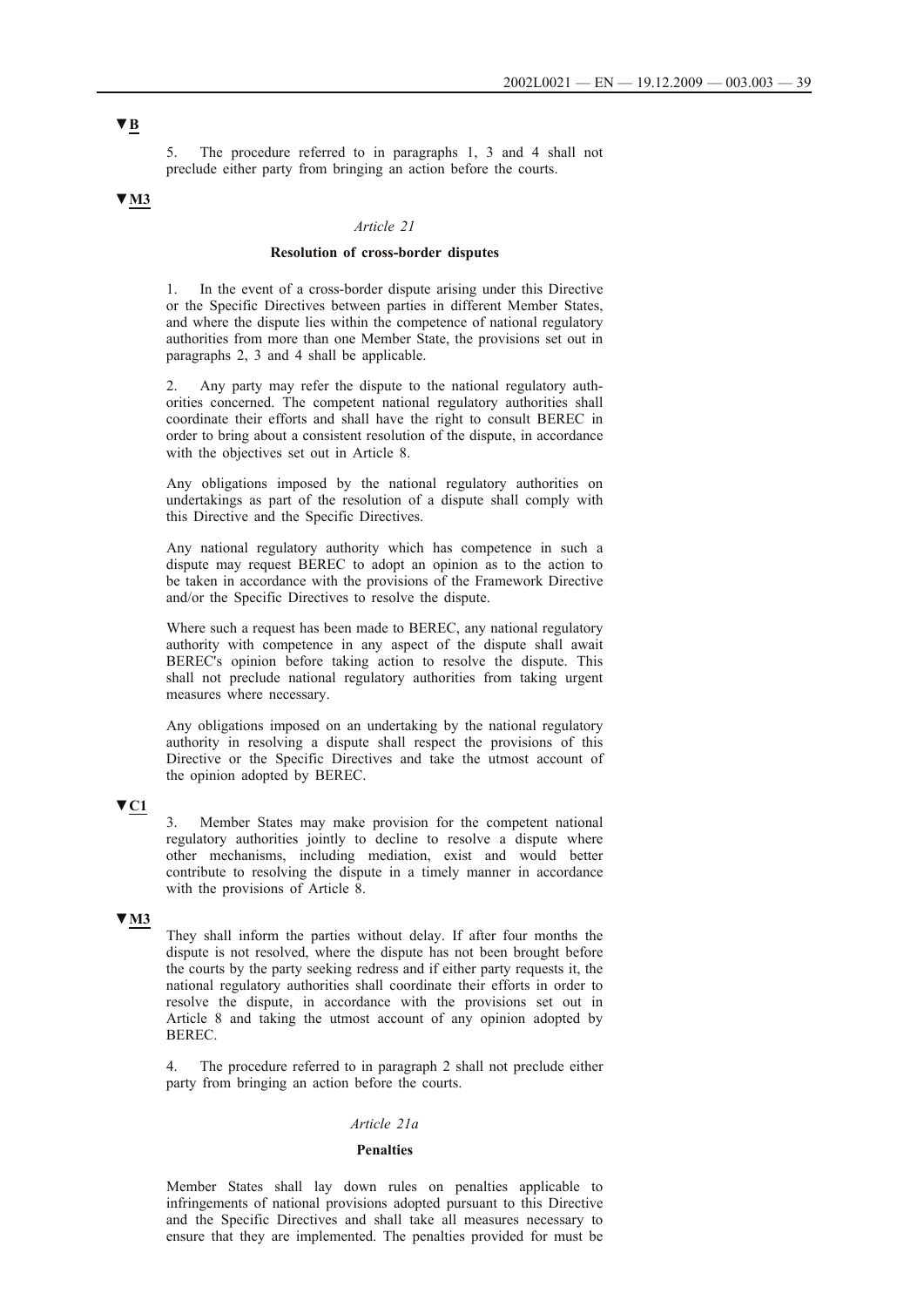▼B

5. The procedure referred to in paragraphs 1, 3 and 4 shall not preclude either party from bringing an action before the courts.

▼M3

*Article 21*

**Resolution of cross-border disputes**

1. In the event of a cross-border dispute arising under this Directive or the Specific Directives between parties in different Member States, and where the dispute lies within the competence of national regulatory authorities from more than one Member State, the provisions set out in paragraphs 2, 3 and 4 shall be applicable.

2. Any party may refer the dispute to the national regulatory authorities concerned. The competent national regulatory authorities shall coordinate their efforts and shall have the right to consult BEREC in order to bring about a consistent resolution of the dispute, in accordance with the objectives set out in Article 8.

Any obligations imposed by the national regulatory authorities on undertakings as part of the resolution of a dispute shall comply with this Directive and the Specific Directives.

Any national regulatory authority which has competence in such a dispute may request BEREC to adopt an opinion as to the action to be taken in accordance with the provisions of the Framework Directive and/or the Specific Directives to resolve the dispute.

Where such a request has been made to BEREC, any national regulatory authority with competence in any aspect of the dispute shall await BEREC's opinion before taking action to resolve the dispute. This shall not preclude national regulatory authorities from taking urgent measures where necessary.

Any obligations imposed on an undertaking by the national regulatory authority in resolving a dispute shall respect the provisions of this Directive or the Specific Directives and take the utmost account of the opinion adopted by BEREC.

▼C1

3. Member States may make provision for the competent national regulatory authorities jointly to decline to resolve a dispute where other mechanisms, including mediation, exist and would better contribute to resolving the dispute in a timely manner in accordance with the provisions of Article 8.

▼M3

They shall inform the parties without delay. If after four months the dispute is not resolved, where the dispute has not been brought before the courts by the party seeking redress and if either party requests it, the national regulatory authorities shall coordinate their efforts in order to resolve the dispute, in accordance with the provisions set out in Article 8 and taking the utmost account of any opinion adopted by BEREC.

4. The procedure referred to in paragraph 2 shall not preclude either party from bringing an action before the courts.

*Article 21a*

**Penalties**

Member States shall lay down rules on penalties applicable to infringements of national provisions adopted pursuant to this Directive and the Specific Directives and shall take all measures necessary to ensure that they are implemented. The penalties provided for must be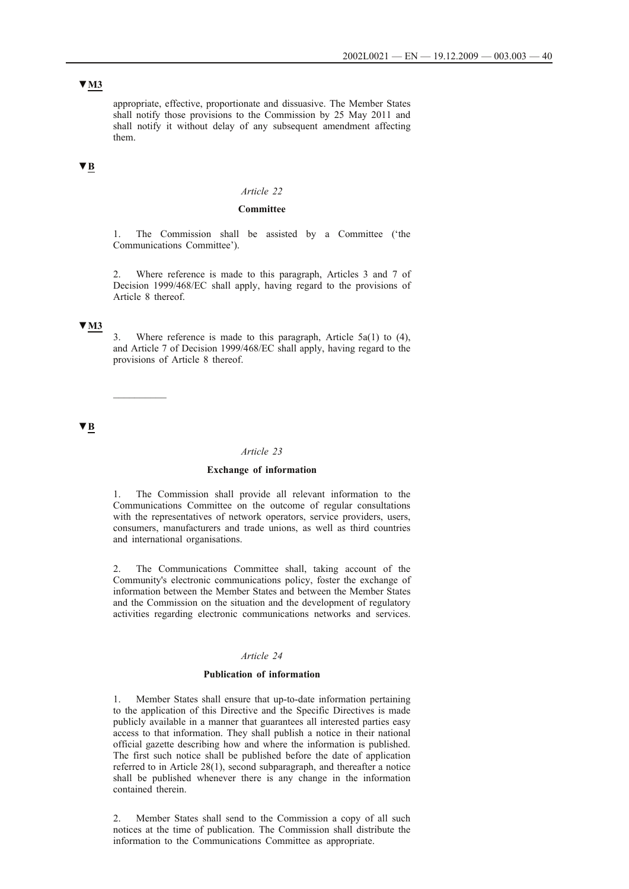**▼M3**

appropriate, effective, proportionate and dissuasive. The Member States shall notify those provisions to the Commission by 25 May 2011 and shall notify it without delay of any subsequent amendment affecting them.

**▼B**

*Article 22*

**Committee**

1. The Commission shall be assisted by a Committee ('the Communications Committee').

2. Where reference is made to this paragraph, Articles 3 and 7 of Decision 1999/468/EC shall apply, having regard to the provisions of Article 8 thereof.

**▼M3**

3. Where reference is made to this paragraph, Article 5a(1) to (4), and Article 7 of Decision 1999/468/EC shall apply, having regard to the provisions of Article 8 thereof.

__________

**▼B**

*Article 23*

**Exchange of information**

1. The Commission shall provide all relevant information to the Communications Committee on the outcome of regular consultations with the representatives of network operators, service providers, users, consumers, manufacturers and trade unions, as well as third countries and international organisations.

2. The Communications Committee shall, taking account of the Community's electronic communications policy, foster the exchange of information between the Member States and between the Member States and the Commission on the situation and the development of regulatory activities regarding electronic communications networks and services.

*Article 24*

**Publication of information**

1. Member States shall ensure that up-to-date information pertaining to the application of this Directive and the Specific Directives is made publicly available in a manner that guarantees all interested parties easy access to that information. They shall publish a notice in their national official gazette describing how and where the information is published. The first such notice shall be published before the date of application referred to in Article 28(1), second subparagraph, and thereafter a notice shall be published whenever there is any change in the information contained therein.

2. Member States shall send to the Commission a copy of all such notices at the time of publication. The Commission shall distribute the information to the Communications Committee as appropriate.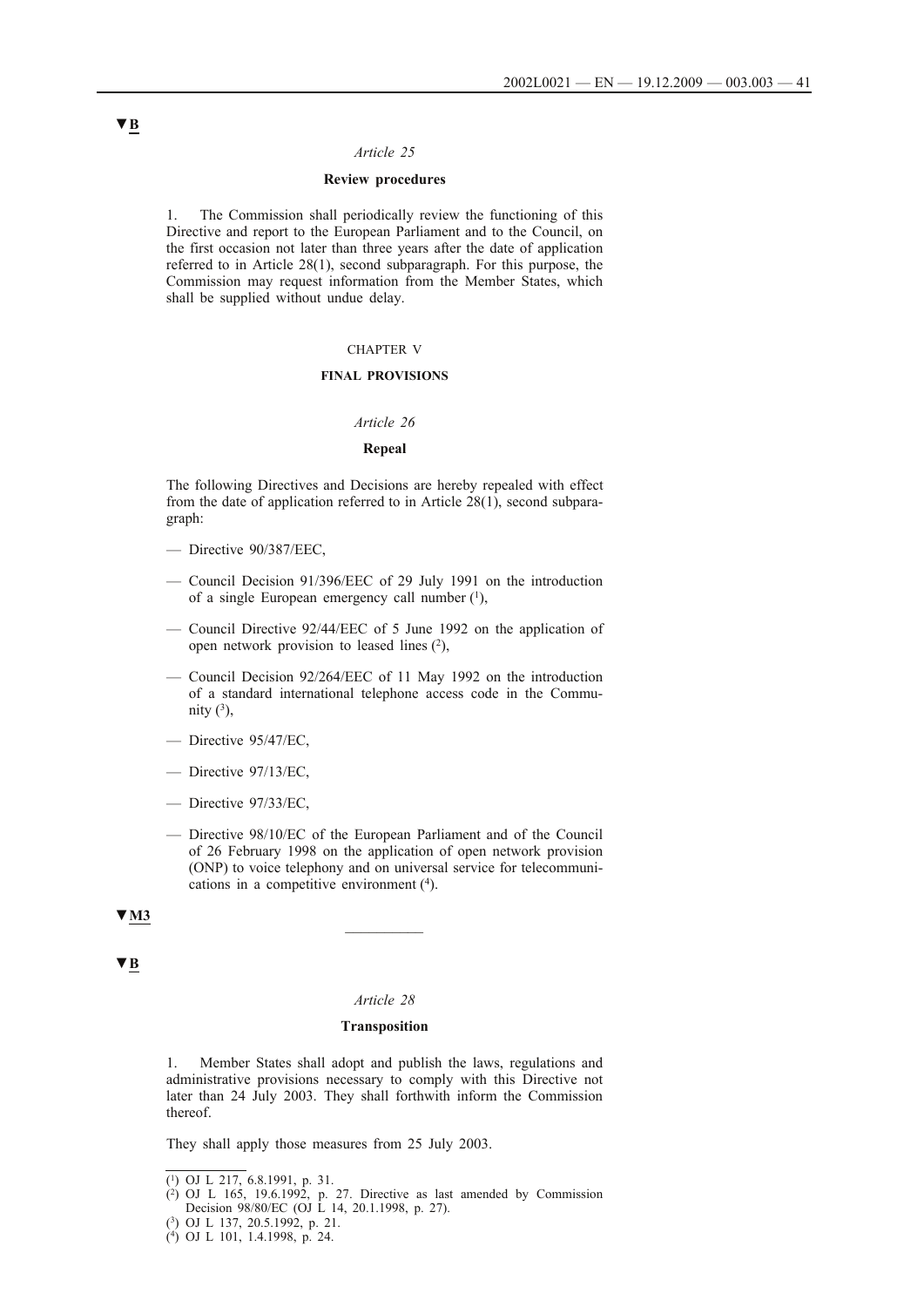▼B

*Article 25*

**Review procedures**

1. The Commission shall periodically review the functioning of this Directive and report to the European Parliament and to the Council, on the first occasion not later than three years after the date of application referred to in Article 28(1), second subparagraph. For this purpose, the Commission may request information from the Member States, which shall be supplied without undue delay.

CHAPTER V

**FINAL PROVISIONS**

*Article 26*

**Repeal**

The following Directives and Decisions are hereby repealed with effect from the date of application referred to in Article 28(1), second subparagraph:

— Directive 90/387/EEC,

— Council Decision 91/396/EEC of 29 July 1991 on the introduction of a single European emergency call number [1],

— Council Directive 92/44/EEC of 5 June 1992 on the application of open network provision to leased lines [2],

— Council Decision 92/264/EEC of 11 May 1992 on the introduction of a standard international telephone access code in the Community [3],

— Directive 95/47/EC,

— Directive 97/13/EC,

— Directive 97/33/EC,

— Directive 98/10/EC of the European Parliament and of the Council of 26 February 1998 on the application of open network provision (ONP) to voice telephony and on universal service for telecommunications in a competitive environment [4].

▼M3

---

▼B

*Article 28*

**Transposition**

1. Member States shall adopt and publish the laws, regulations and administrative provisions necessary to comply with this Directive not later than 24 July 2003. They shall forthwith inform the Commission thereof.

They shall apply those measures from 25 July 2003.

---

(1) OJ L 217, 6.8.1991, p. 31.

(2) OJ L 165, 19.6.1992, p. 27. Directive as last amended by Commission Decision 98/80/EC (OJ L 14, 20.1.1998, p. 27).

(3) OJ L 137, 20.5.1992, p. 21.

(4) OJ L 101, 1.4.1998, p. 24.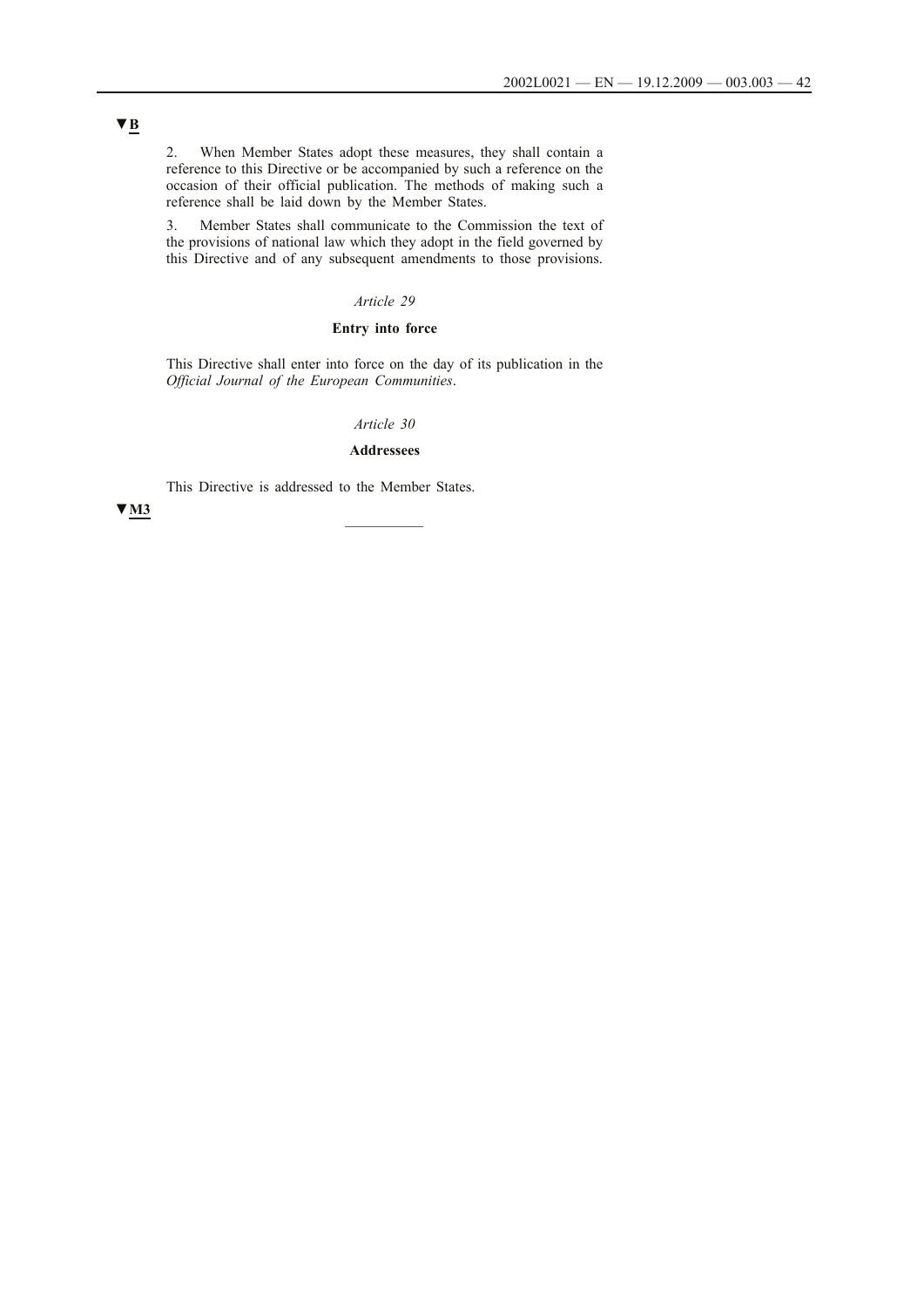▼B

2. When Member States adopt these measures, they shall contain a reference to this Directive or be accompanied by such a reference on the occasion of their official publication. The methods of making such a reference shall be laid down by the Member States.

3. Member States shall communicate to the Commission the text of the provisions of national law which they adopt in the field governed by this Directive and of any subsequent amendments to those provisions.

*Article 29*

**Entry into force**

This Directive shall enter into force on the day of its publication in the *Official Journal of the European Communities*.

*Article 30*

**Addressees**

This Directive is addressed to the Member States.

▼M3

---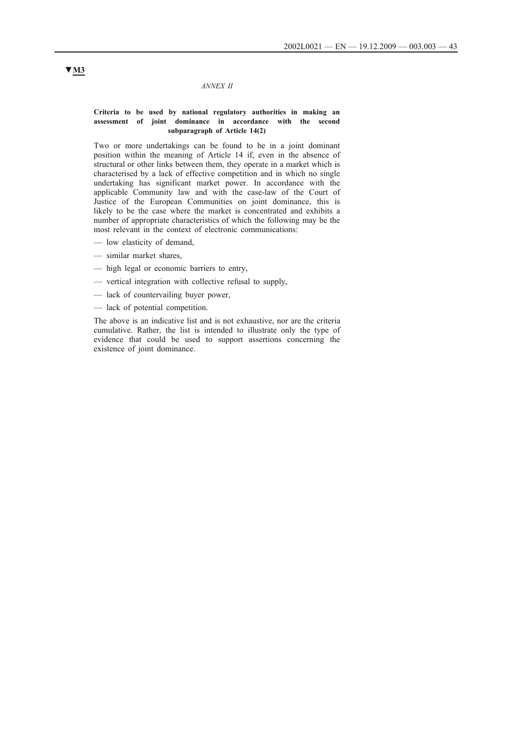▼M3

*ANNEX II*

**Criteria to be used by national regulatory authorities in making an assessment of joint dominance in accordance with the second subparagraph of Article 14(2)**

Two or more undertakings can be found to be in a joint dominant position within the meaning of Article 14 if, even in the absence of structural or other links between them, they operate in a market which is characterised by a lack of effective competition and in which no single undertaking has significant market power. In accordance with the applicable Community law and with the case-law of the Court of Justice of the European Communities on joint dominance, this is likely to be the case where the market is concentrated and exhibits a number of appropriate characteristics of which the following may be the most relevant in the context of electronic communications:

— low elasticity of demand,

— similar market shares,

— high legal or economic barriers to entry,

— vertical integration with collective refusal to supply,

— lack of countervailing buyer power,

— lack of potential competition.

The above is an indicative list and is not exhaustive, nor are the criteria cumulative. Rather, the list is intended to illustrate only the type of evidence that could be used to support assertions concerning the existence of joint dominance.